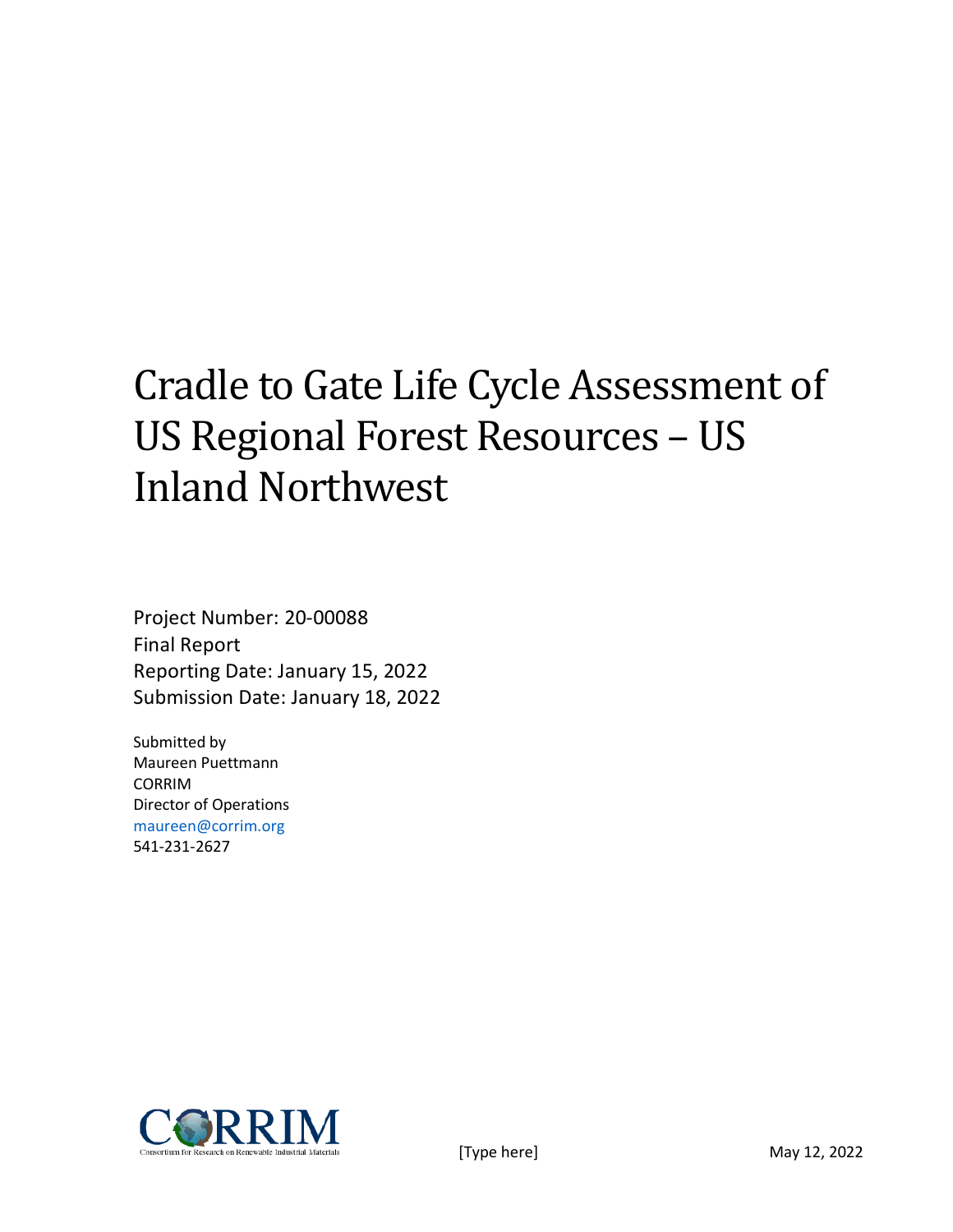# Cradle to Gate Life Cycle Assessment of US Regional Forest Resources – US Inland Northwest

Project Number: 20-00088
Final Report
Reporting Date: January 15, 2022
Submission Date: January 18, 2022

Submitted by
Maureen Puettmann
CORRIM
Director of Operations
maureen@corrim.org
541-231-2627

CORRIM
Consortium for Research on Renewable Industrial Materials

[Type here]

May 12, 2022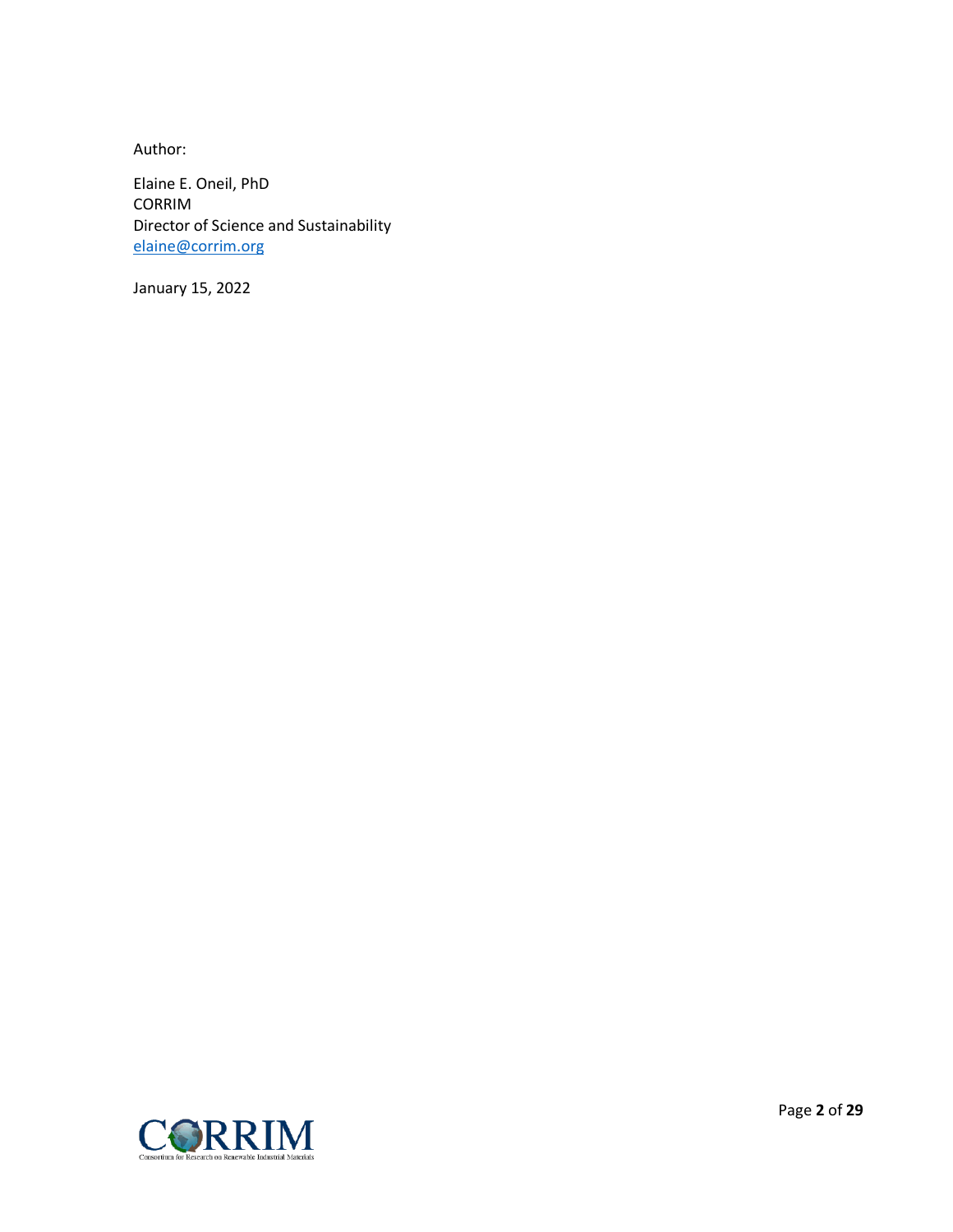Author:

Elaine E. Oneil, PhD
CORRIM
Director of Science and Sustainability
elaine@corrim.org

January 15, 2022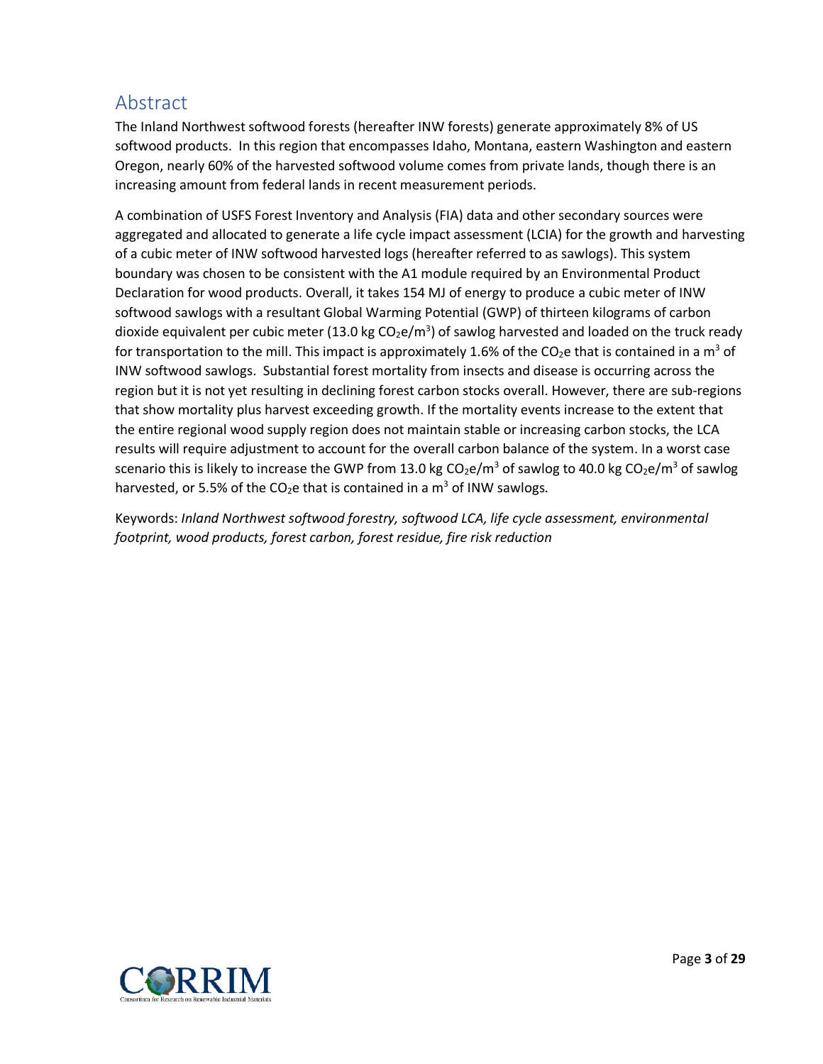# Abstract

The Inland Northwest softwood forests (hereafter INW forests) generate approximately 8% of US softwood products. In this region that encompasses Idaho, Montana, eastern Washington and eastern Oregon, nearly 60% of the harvested softwood volume comes from private lands, though there is an increasing amount from federal lands in recent measurement periods.

A combination of USFS Forest Inventory and Analysis (FIA) data and other secondary sources were aggregated and allocated to generate a life cycle impact assessment (LCIA) for the growth and harvesting of a cubic meter of INW softwood harvested logs (hereafter referred to as sawlogs). This system boundary was chosen to be consistent with the A1 module required by an Environmental Product Declaration for wood products. Overall, it takes 154 MJ of energy to produce a cubic meter of INW softwood sawlogs with a resultant Global Warming Potential (GWP) of thirteen kilograms of carbon dioxide equivalent per cubic meter (13.0 kg $CO_2e/m^3$) of sawlog harvested and loaded on the truck ready for transportation to the mill. This impact is approximately 1.6% of the $CO_2e$ that is contained in a $m^3$ of INW softwood sawlogs. Substantial forest mortality from insects and disease is occurring across the region but it is not yet resulting in declining forest carbon stocks overall. However, there are sub-regions that show mortality plus harvest exceeding growth. If the mortality events increase to the extent that the entire regional wood supply region does not maintain stable or increasing carbon stocks, the LCA results will require adjustment to account for the overall carbon balance of the system. In a worst case scenario this is likely to increase the GWP from 13.0 kg $CO_2e/m^3$ of sawlog to 40.0 kg $CO_2e/m^3$ of sawlog harvested, or 5.5% of the $CO_2e$ that is contained in a $m^3$ of INW sawlogs.

Keywords: *Inland Northwest softwood forestry, softwood LCA, life cycle assessment, environmental footprint, wood products, forest carbon, forest residue, fire risk reduction*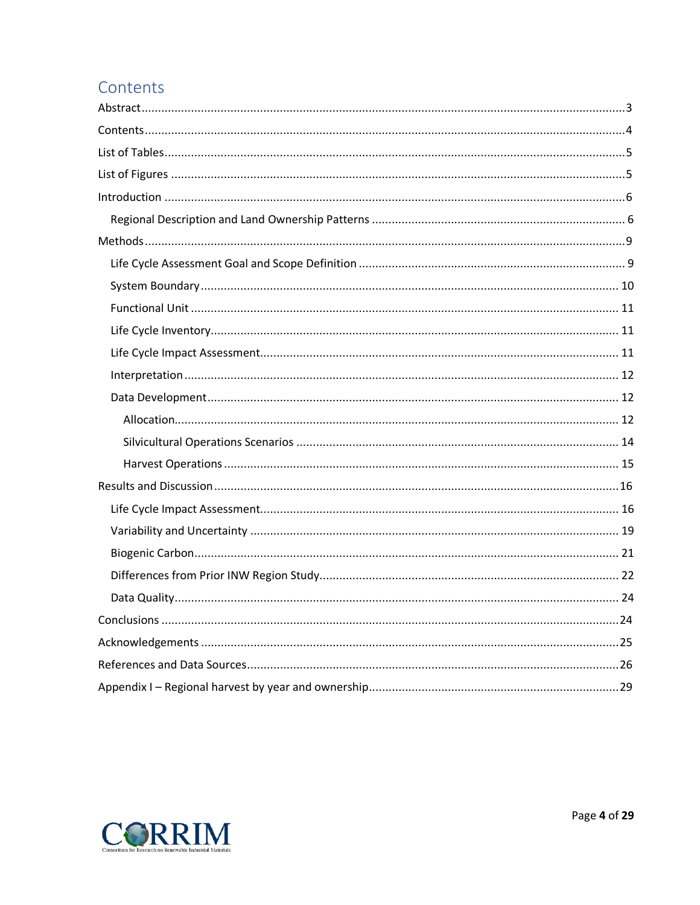# Contents

Abstract ........................................................................................................................................3

Contents........................................................................................................................................4

List of Tables..................................................................................................................................5

List of Figures ................................................................................................................................5

Introduction ..................................................................................................................................6

- Regional Description and Land Ownership Patterns ................................................................ 6

Methods........................................................................................................................................9

- Life Cycle Assessment Goal and Scope Definition .................................................................... 9
- System Boundary.................................................................................................................... 10
- Functional Unit ....................................................................................................................... 11
- Life Cycle Inventory................................................................................................................. 11
- Life Cycle Impact Assessment.................................................................................................. 11
- Interpretation ......................................................................................................................... 12
- Data Development.................................................................................................................. 12
  - Allocation............................................................................................................................ 12
  - Silvicultural Operations Scenarios ...................................................................................... 14
  - Harvest Operations ............................................................................................................. 15

Results and Discussion.................................................................................................................16

- Life Cycle Impact Assessment.................................................................................................. 16
- Variability and Uncertainty ..................................................................................................... 19
- Biogenic Carbon...................................................................................................................... 21
- Differences from Prior INW Region Study................................................................................ 22
- Data Quality............................................................................................................................ 24

Conclusions .................................................................................................................................24

Acknowledgements .....................................................................................................................25

References and Data Sources......................................................................................................26

Appendix I – Regional harvest by year and ownership.................................................................29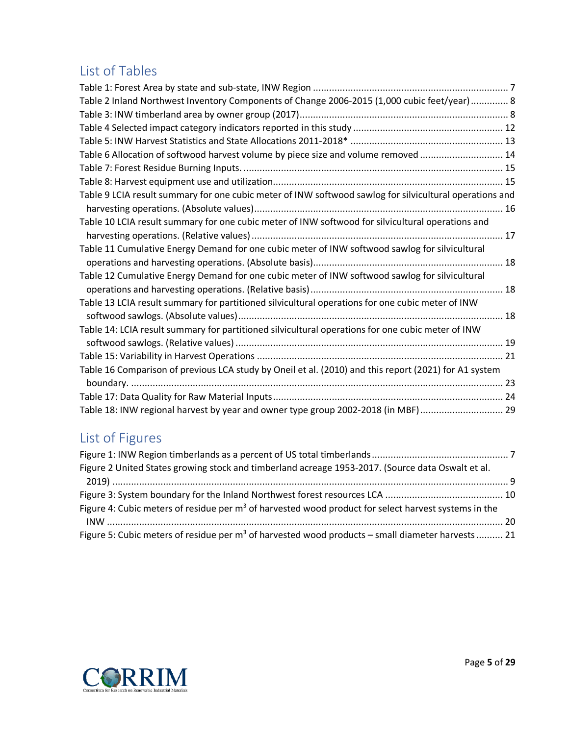## List of Tables

Table 1: Forest Area by state and sub-state, INW Region ........................................................................ 7
Table 2 Inland Northwest Inventory Components of Change 2006-2015 (1,000 cubic feet/year) .............. 8
Table 3: INW timberland area by owner group (2017)............................................................................. 8
Table 4 Selected impact category indicators reported in this study ........................................................ 12
Table 5: INW Harvest Statistics and State Allocations 2011-2018* ......................................................... 13
Table 6 Allocation of softwood harvest volume by piece size and volume removed ............................... 14
Table 7: Forest Residue Burning Inputs. ................................................................................................. 15
Table 8: Harvest equipment use and utilization...................................................................................... 15
Table 9 LCIA result summary for one cubic meter of INW softwood sawlog for silvicultural operations and harvesting operations. (Absolute values).............................................................................................. 16
Table 10 LCIA result summary for one cubic meter of INW softwood for silvicultural operations and harvesting operations. (Relative values) ............................................................................................... 17
Table 11 Cumulative Energy Demand for one cubic meter of INW softwood sawlog for silvicultural operations and harvesting operations. (Absolute basis)........................................................................ 18
Table 12 Cumulative Energy Demand for one cubic meter of INW softwood sawlog for silvicultural operations and harvesting operations. (Relative basis)......................................................................... 18
Table 13 LCIA result summary for partitioned silvicultural operations for one cubic meter of INW softwood sawlogs. (Absolute values)..................................................................................................... 18
Table 14: LCIA result summary for partitioned silvicultural operations for one cubic meter of INW softwood sawlogs. (Relative values) ...................................................................................................... 19
Table 15: Variability in Harvest Operations ............................................................................................. 21
Table 16 Comparison of previous LCA study by Oneil et al. (2010) and this report (2021) for A1 system boundary. ............................................................................................................................................. 23
Table 17: Data Quality for Raw Material Inputs....................................................................................... 24
Table 18: INW regional harvest by year and owner type group 2002-2018 (in MBF)............................... 29

## List of Figures

Figure 1: INW Region timberlands as a percent of US total timberlands .................................................. 7
Figure 2 United States growing stock and timberland acreage 1953-2017. (Source data Oswalt et al. 2019) ..................................................................................................................................................... 9
Figure 3: System boundary for the Inland Northwest forest resources LCA ............................................ 10
Figure 4: Cubic meters of residue per $m^3$ of harvested wood product for select harvest systems in the INW ...................................................................................................................................................... 20
Figure 5: Cubic meters of residue per $m^3$ of harvested wood products – small diameter harvests .......... 21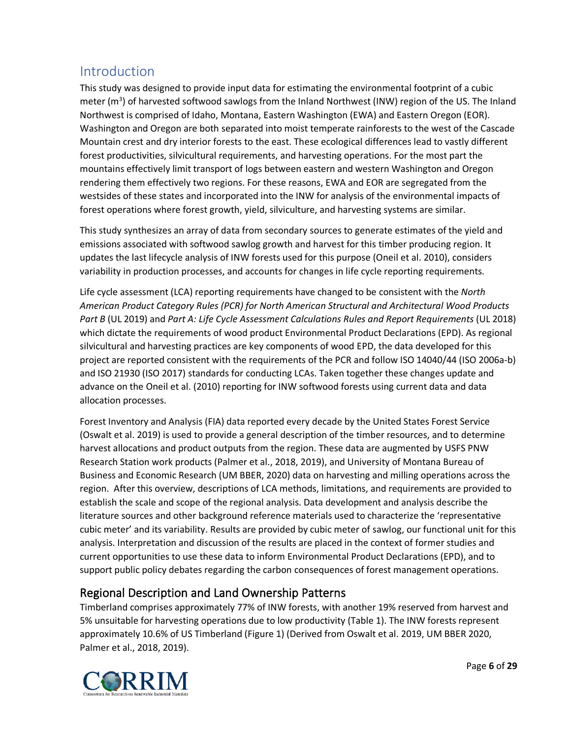## Introduction

This study was designed to provide input data for estimating the environmental footprint of a cubic meter ($m^3$) of harvested softwood sawlogs from the Inland Northwest (INW) region of the US. The Inland Northwest is comprised of Idaho, Montana, Eastern Washington (EWA) and Eastern Oregon (EOR). Washington and Oregon are both separated into moist temperate rainforests to the west of the Cascade Mountain crest and dry interior forests to the east. These ecological differences lead to vastly different forest productivities, silvicultural requirements, and harvesting operations. For the most part the mountains effectively limit transport of logs between eastern and western Washington and Oregon rendering them effectively two regions. For these reasons, EWA and EOR are segregated from the westsides of these states and incorporated into the INW for analysis of the environmental impacts of forest operations where forest growth, yield, silviculture, and harvesting systems are similar.

This study synthesizes an array of data from secondary sources to generate estimates of the yield and emissions associated with softwood sawlog growth and harvest for this timber producing region. It updates the last lifecycle analysis of INW forests used for this purpose (Oneil et al. 2010), considers variability in production processes, and accounts for changes in life cycle reporting requirements.

Life cycle assessment (LCA) reporting requirements have changed to be consistent with the *North American Product Category Rules (PCR) for North American Structural and Architectural Wood Products Part B* (UL 2019) and *Part A: Life Cycle Assessment Calculations Rules and Report Requirements* (UL 2018) which dictate the requirements of wood product Environmental Product Declarations (EPD). As regional silvicultural and harvesting practices are key components of wood EPD, the data developed for this project are reported consistent with the requirements of the PCR and follow ISO 14040/44 (ISO 2006a-b) and ISO 21930 (ISO 2017) standards for conducting LCAs. Taken together these changes update and advance on the Oneil et al. (2010) reporting for INW softwood forests using current data and data allocation processes.

Forest Inventory and Analysis (FIA) data reported every decade by the United States Forest Service (Oswalt et al. 2019) is used to provide a general description of the timber resources, and to determine harvest allocations and product outputs from the region. These data are augmented by USFS PNW Research Station work products (Palmer et al., 2018, 2019), and University of Montana Bureau of Business and Economic Research (UM BBER, 2020) data on harvesting and milling operations across the region. After this overview, descriptions of LCA methods, limitations, and requirements are provided to establish the scale and scope of the regional analysis. Data development and analysis describe the literature sources and other background reference materials used to characterize the 'representative cubic meter' and its variability. Results are provided by cubic meter of sawlog, our functional unit for this analysis. Interpretation and discussion of the results are placed in the context of former studies and current opportunities to use these data to inform Environmental Product Declarations (EPD), and to support public policy debates regarding the carbon consequences of forest management operations.

### Regional Description and Land Ownership Patterns

Timberland comprises approximately 77% of INW forests, with another 19% reserved from harvest and 5% unsuitable for harvesting operations due to low productivity (Table 1). The INW forests represent approximately 10.6% of US Timberland (Figure 1) (Derived from Oswalt et al. 2019, UM BBER 2020, Palmer et al., 2018, 2019).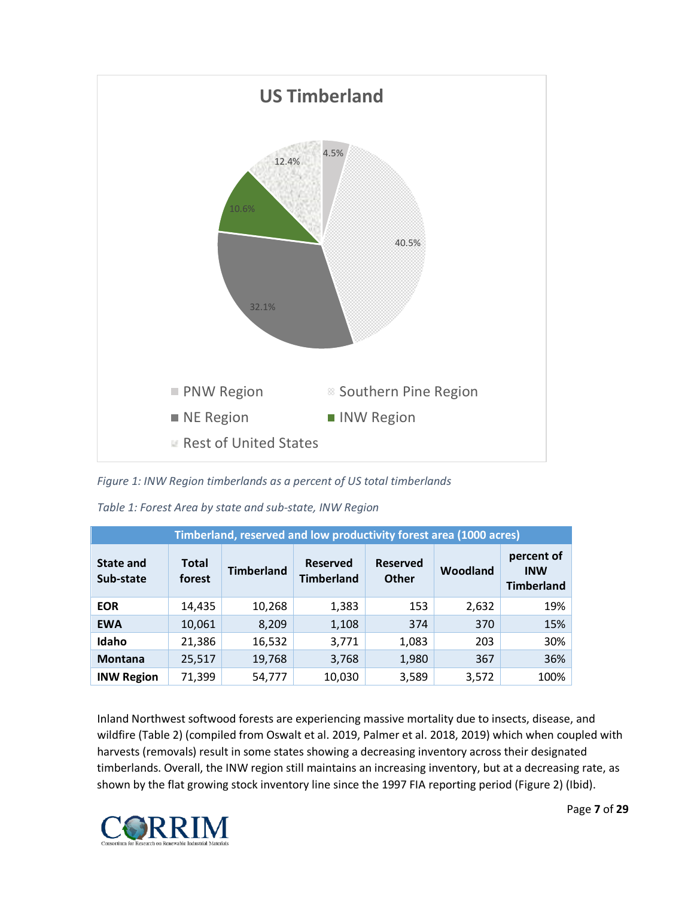*Figure 1: INW Region timberlands as a percent of US total timberlands*

*Table 1: Forest Area by state and sub-state, INW Region*

| Timberland, reserved and low productivity forest area (1000 acres) | | | | | | |
|---|---|---|---|---|---|---|
| **State and Sub-state** | **Total forest** | **Timberland** | **Reserved Timberland** | **Reserved Other** | **Woodland** | **percent of INW Timberland** |
| **EOR** | 14,435 | 10,268 | 1,383 | 153 | 2,632 | 19% |
| **EWA** | 10,061 | 8,209 | 1,108 | 374 | 370 | 15% |
| **Idaho** | 21,386 | 16,532 | 3,771 | 1,083 | 203 | 30% |
| **Montana** | 25,517 | 19,768 | 3,768 | 1,980 | 367 | 36% |
| **INW Region** | 71,399 | 54,777 | 10,030 | 3,589 | 3,572 | 100% |

Inland Northwest softwood forests are experiencing massive mortality due to insects, disease, and wildfire (Table 2) (compiled from Oswalt et al. 2019, Palmer et al. 2018, 2019) which when coupled with harvests (removals) result in some states showing a decreasing inventory across their designated timberlands. Overall, the INW region still maintains an increasing inventory, but at a decreasing rate, as shown by the flat growing stock inventory line since the 1997 FIA reporting period (Figure 2) (Ibid).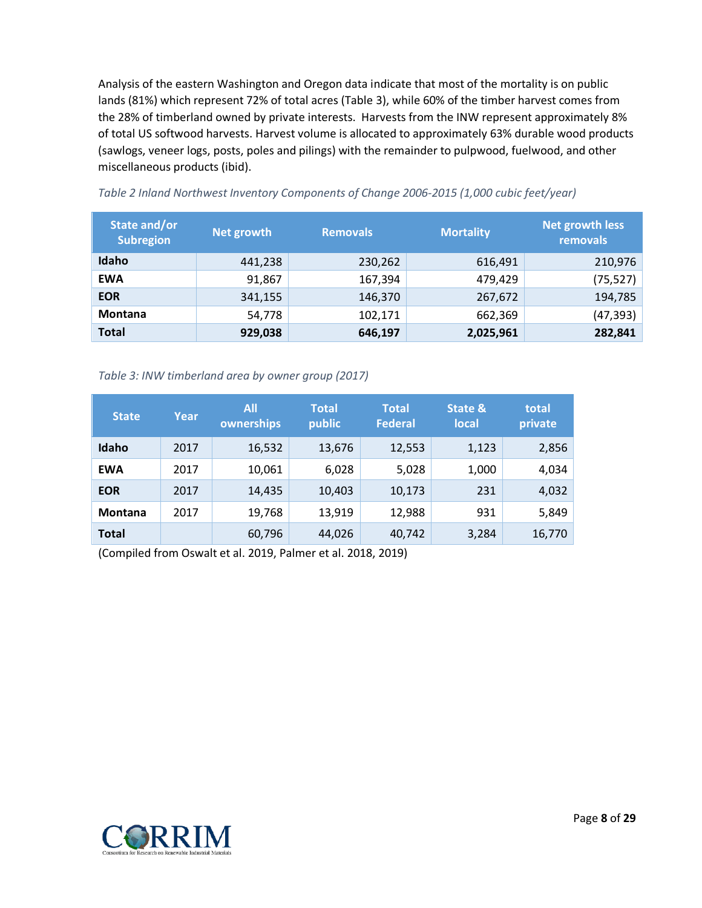Analysis of the eastern Washington and Oregon data indicate that most of the mortality is on public lands (81%) which represent 72% of total acres (Table 3), while 60% of the timber harvest comes from the 28% of timberland owned by private interests. Harvests from the INW represent approximately 8% of total US softwood harvests. Harvest volume is allocated to approximately 63% durable wood products (sawlogs, veneer logs, posts, poles and pilings) with the remainder to pulpwood, fuelwood, and other miscellaneous products (ibid).

*Table 2 Inland Northwest Inventory Components of Change 2006-2015 (1,000 cubic feet/year)*

| State and/or Subregion | Net growth | Removals | Mortality | Net growth less removals |
|---|---|---|---|---|
| **Idaho** | 441,238 | 230,262 | 616,491 | 210,976 |
| **EWA** | 91,867 | 167,394 | 479,429 | (75,527) |
| **EOR** | 341,155 | 146,370 | 267,672 | 194,785 |
| **Montana** | 54,778 | 102,171 | 662,369 | (47,393) |
| **Total** | **929,038** | **646,197** | **2,025,961** | **282,841** |

*Table 3: INW timberland area by owner group (2017)*

| State | Year | All ownerships | Total public | Total Federal | State & local | total private |
|---|---|---|---|---|---|---|
| **Idaho** | 2017 | 16,532 | 13,676 | 12,553 | 1,123 | 2,856 |
| **EWA** | 2017 | 10,061 | 6,028 | 5,028 | 1,000 | 4,034 |
| **EOR** | 2017 | 14,435 | 10,403 | 10,173 | 231 | 4,032 |
| **Montana** | 2017 | 19,768 | 13,919 | 12,988 | 931 | 5,849 |
| **Total** | | 60,796 | 44,026 | 40,742 | 3,284 | 16,770 |

(Compiled from Oswalt et al. 2019, Palmer et al. 2018, 2019)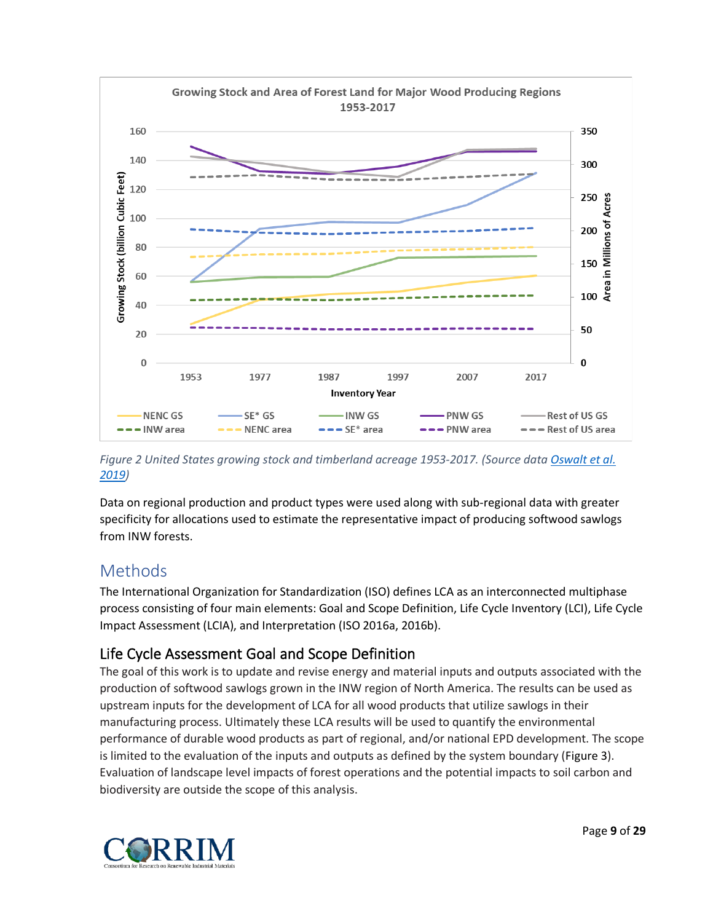*Figure 2 United States growing stock and timberland acreage 1953-2017. (Source data Oswalt et al. 2019)*

Data on regional production and product types were used along with sub-regional data with greater specificity for allocations used to estimate the representative impact of producing softwood sawlogs from INW forests.

# Methods

The International Organization for Standardization (ISO) defines LCA as an interconnected multiphase process consisting of four main elements: Goal and Scope Definition, Life Cycle Inventory (LCI), Life Cycle Impact Assessment (LCIA), and Interpretation (ISO 2016a, 2016b).

## Life Cycle Assessment Goal and Scope Definition

The goal of this work is to update and revise energy and material inputs and outputs associated with the production of softwood sawlogs grown in the INW region of North America. The results can be used as upstream inputs for the development of LCA for all wood products that utilize sawlogs in their manufacturing process. Ultimately these LCA results will be used to quantify the environmental performance of durable wood products as part of regional, and/or national EPD development. The scope is limited to the evaluation of the inputs and outputs as defined by the system boundary (Figure 3). Evaluation of landscape level impacts of forest operations and the potential impacts to soil carbon and biodiversity are outside the scope of this analysis.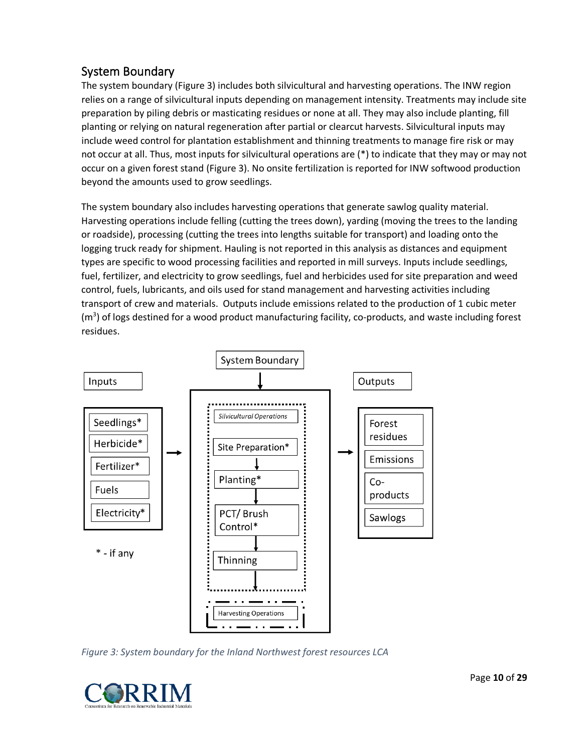## System Boundary

The system boundary (Figure 3) includes both silvicultural and harvesting operations. The INW region relies on a range of silvicultural inputs depending on management intensity. Treatments may include site preparation by piling debris or masticating residues or none at all. They may also include planting, fill planting or relying on natural regeneration after partial or clearcut harvests. Silvicultural inputs may include weed control for plantation establishment and thinning treatments to manage fire risk or may not occur at all. Thus, most inputs for silvicultural operations are (*) to indicate that they may or may not occur on a given forest stand (Figure 3). No onsite fertilization is reported for INW softwood production beyond the amounts used to grow seedlings.

The system boundary also includes harvesting operations that generate sawlog quality material. Harvesting operations include felling (cutting the trees down), yarding (moving the trees to the landing or roadside), processing (cutting the trees into lengths suitable for transport) and loading onto the logging truck ready for shipment. Hauling is not reported in this analysis as distances and equipment types are specific to wood processing facilities and reported in mill surveys. Inputs include seedlings, fuel, fertilizer, and electricity to grow seedlings, fuel and herbicides used for site preparation and weed control, fuels, lubricants, and oils used for stand management and harvesting activities including transport of crew and materials. Outputs include emissions related to the production of 1 cubic meter ($m^3$) of logs destined for a wood product manufacturing facility, co-products, and waste including forest residues.

*Figure 3: System boundary for the Inland Northwest forest resources LCA*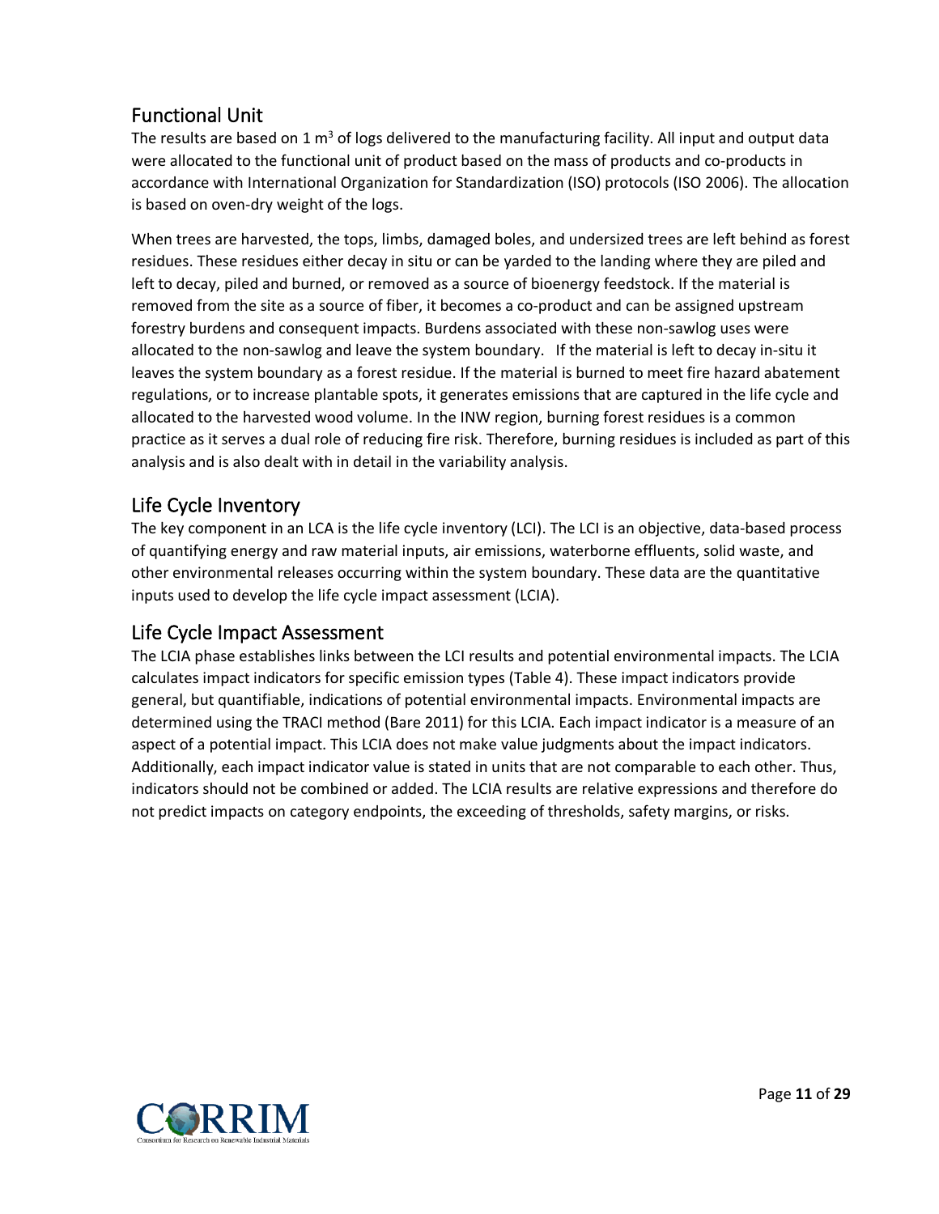## Functional Unit

The results are based on 1 $m^3$ of logs delivered to the manufacturing facility. All input and output data were allocated to the functional unit of product based on the mass of products and co-products in accordance with International Organization for Standardization (ISO) protocols (ISO 2006). The allocation is based on oven-dry weight of the logs.

When trees are harvested, the tops, limbs, damaged boles, and undersized trees are left behind as forest residues. These residues either decay in situ or can be yarded to the landing where they are piled and left to decay, piled and burned, or removed as a source of bioenergy feedstock. If the material is removed from the site as a source of fiber, it becomes a co-product and can be assigned upstream forestry burdens and consequent impacts. Burdens associated with these non-sawlog uses were allocated to the non-sawlog and leave the system boundary. If the material is left to decay in-situ it leaves the system boundary as a forest residue. If the material is burned to meet fire hazard abatement regulations, or to increase plantable spots, it generates emissions that are captured in the life cycle and allocated to the harvested wood volume. In the INW region, burning forest residues is a common practice as it serves a dual role of reducing fire risk. Therefore, burning residues is included as part of this analysis and is also dealt with in detail in the variability analysis.

## Life Cycle Inventory

The key component in an LCA is the life cycle inventory (LCI). The LCI is an objective, data-based process of quantifying energy and raw material inputs, air emissions, waterborne effluents, solid waste, and other environmental releases occurring within the system boundary. These data are the quantitative inputs used to develop the life cycle impact assessment (LCIA).

## Life Cycle Impact Assessment

The LCIA phase establishes links between the LCI results and potential environmental impacts. The LCIA calculates impact indicators for specific emission types (Table 4). These impact indicators provide general, but quantifiable, indications of potential environmental impacts. Environmental impacts are determined using the TRACI method (Bare 2011) for this LCIA. Each impact indicator is a measure of an aspect of a potential impact. This LCIA does not make value judgments about the impact indicators. Additionally, each impact indicator value is stated in units that are not comparable to each other. Thus, indicators should not be combined or added. The LCIA results are relative expressions and therefore do not predict impacts on category endpoints, the exceeding of thresholds, safety margins, or risks.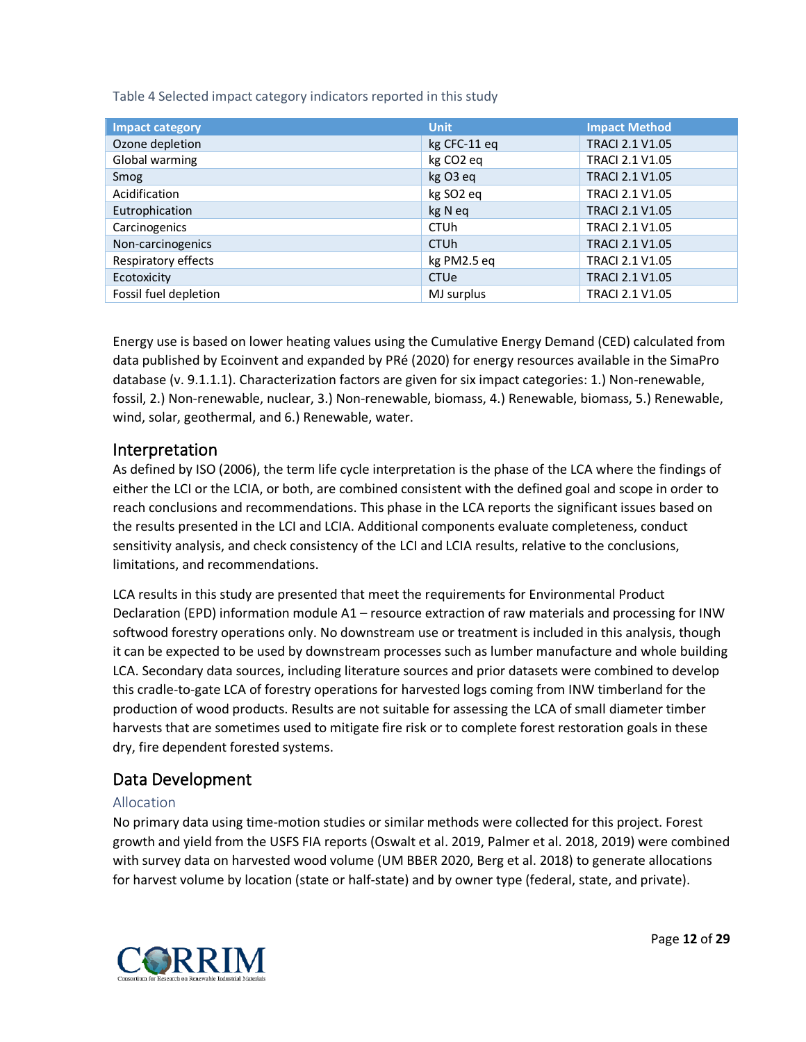Table 4 Selected impact category indicators reported in this study

| Impact category | Unit | Impact Method |
| --- | --- | --- |
| Ozone depletion | kg CFC-11 eq | TRACI 2.1 V1.05 |
| Global warming | kg $CO_2$ eq | TRACI 2.1 V1.05 |
| Smog | kg $O_3$ eq | TRACI 2.1 V1.05 |
| Acidification | kg $SO_2$ eq | TRACI 2.1 V1.05 |
| Eutrophication | kg N eq | TRACI 2.1 V1.05 |
| Carcinogenics | CTUh | TRACI 2.1 V1.05 |
| Non-carcinogenics | CTUh | TRACI 2.1 V1.05 |
| Respiratory effects | kg PM2.5 eq | TRACI 2.1 V1.05 |
| Ecotoxicity | CTUe | TRACI 2.1 V1.05 |
| Fossil fuel depletion | MJ surplus | TRACI 2.1 V1.05 |

Energy use is based on lower heating values using the Cumulative Energy Demand (CED) calculated from data published by Ecoinvent and expanded by PRé (2020) for energy resources available in the SimaPro database (v. 9.1.1.1). Characterization factors are given for six impact categories: 1.) Non-renewable, fossil, 2.) Non-renewable, nuclear, 3.) Non-renewable, biomass, 4.) Renewable, biomass, 5.) Renewable, wind, solar, geothermal, and 6.) Renewable, water.

## Interpretation

As defined by ISO (2006), the term life cycle interpretation is the phase of the LCA where the findings of either the LCI or the LCIA, or both, are combined consistent with the defined goal and scope in order to reach conclusions and recommendations. This phase in the LCA reports the significant issues based on the results presented in the LCI and LCIA. Additional components evaluate completeness, conduct sensitivity analysis, and check consistency of the LCI and LCIA results, relative to the conclusions, limitations, and recommendations.

LCA results in this study are presented that meet the requirements for Environmental Product Declaration (EPD) information module A1 – resource extraction of raw materials and processing for INW softwood forestry operations only. No downstream use or treatment is included in this analysis, though it can be expected to be used by downstream processes such as lumber manufacture and whole building LCA. Secondary data sources, including literature sources and prior datasets were combined to develop this cradle-to-gate LCA of forestry operations for harvested logs coming from INW timberland for the production of wood products. Results are not suitable for assessing the LCA of small diameter timber harvests that are sometimes used to mitigate fire risk or to complete forest restoration goals in these dry, fire dependent forested systems.

## Data Development

### Allocation

No primary data using time-motion studies or similar methods were collected for this project. Forest growth and yield from the USFS FIA reports (Oswalt et al. 2019, Palmer et al. 2018, 2019) were combined with survey data on harvested wood volume (UM BBER 2020, Berg et al. 2018) to generate allocations for harvest volume by location (state or half-state) and by owner type (federal, state, and private).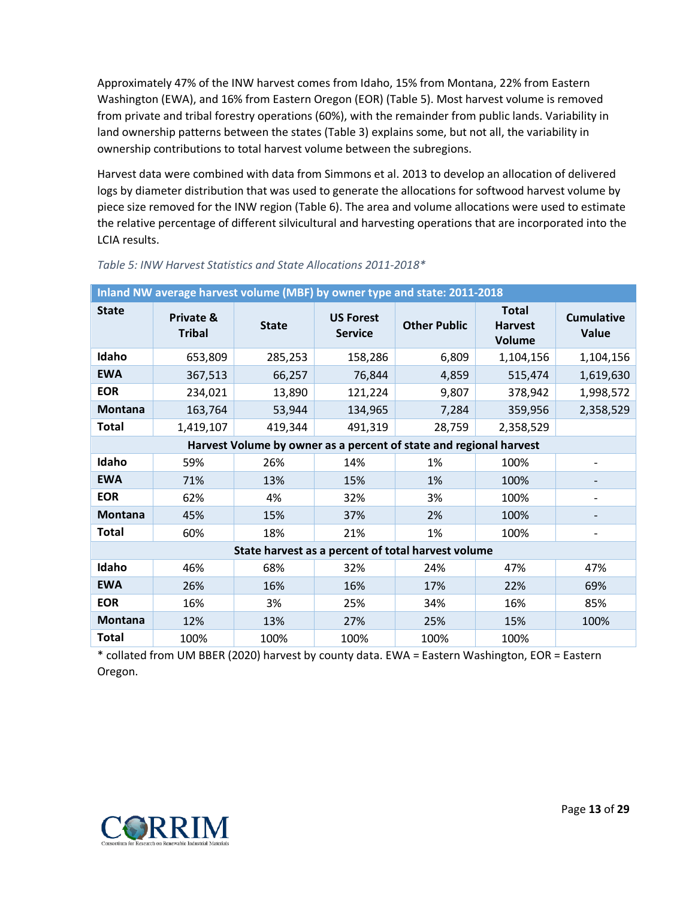Approximately 47% of the INW harvest comes from Idaho, 15% from Montana, 22% from Eastern Washington (EWA), and 16% from Eastern Oregon (EOR) (Table 5). Most harvest volume is removed from private and tribal forestry operations (60%), with the remainder from public lands. Variability in land ownership patterns between the states (Table 3) explains some, but not all, the variability in ownership contributions to total harvest volume between the subregions.

Harvest data were combined with data from Simmons et al. 2013 to develop an allocation of delivered logs by diameter distribution that was used to generate the allocations for softwood harvest volume by piece size removed for the INW region (Table 6). The area and volume allocations were used to estimate the relative percentage of different silvicultural and harvesting operations that are incorporated into the LCIA results.

*Table 5: INW Harvest Statistics and State Allocations 2011-2018**

| Inland NW average harvest volume (MBF) by owner type and state: 2011-2018 | | | | | | |
|---|---|---|---|---|---|---|
| **State** | **Private & Tribal** | **State** | **US Forest Service** | **Other Public** | **Total Harvest Volume** | **Cumulative Value** |
| **Idaho** | 653,809 | 285,253 | 158,286 | 6,809 | 1,104,156 | 1,104,156 |
| **EWA** | 367,513 | 66,257 | 76,844 | 4,859 | 515,474 | 1,619,630 |
| **EOR** | 234,021 | 13,890 | 121,224 | 9,807 | 378,942 | 1,998,572 |
| **Montana** | 163,764 | 53,944 | 134,965 | 7,284 | 359,956 | 2,358,529 |
| **Total** | 1,419,107 | 419,344 | 491,319 | 28,759 | 2,358,529 | |
| **Harvest Volume by owner as a percent of state and regional harvest** | | | | | | |
| **Idaho** | 59% | 26% | 14% | 1% | 100% | - |
| **EWA** | 71% | 13% | 15% | 1% | 100% | - |
| **EOR** | 62% | 4% | 32% | 3% | 100% | - |
| **Montana** | 45% | 15% | 37% | 2% | 100% | - |
| **Total** | 60% | 18% | 21% | 1% | 100% | - |
| **State harvest as a percent of total harvest volume** | | | | | | |
| **Idaho** | 46% | 68% | 32% | 24% | 47% | 47% |
| **EWA** | 26% | 16% | 16% | 17% | 22% | 69% |
| **EOR** | 16% | 3% | 25% | 34% | 16% | 85% |
| **Montana** | 12% | 13% | 27% | 25% | 15% | 100% |
| **Total** | 100% | 100% | 100% | 100% | 100% | |

\* collated from UM BBER (2020) harvest by county data. EWA = Eastern Washington, EOR = Eastern Oregon.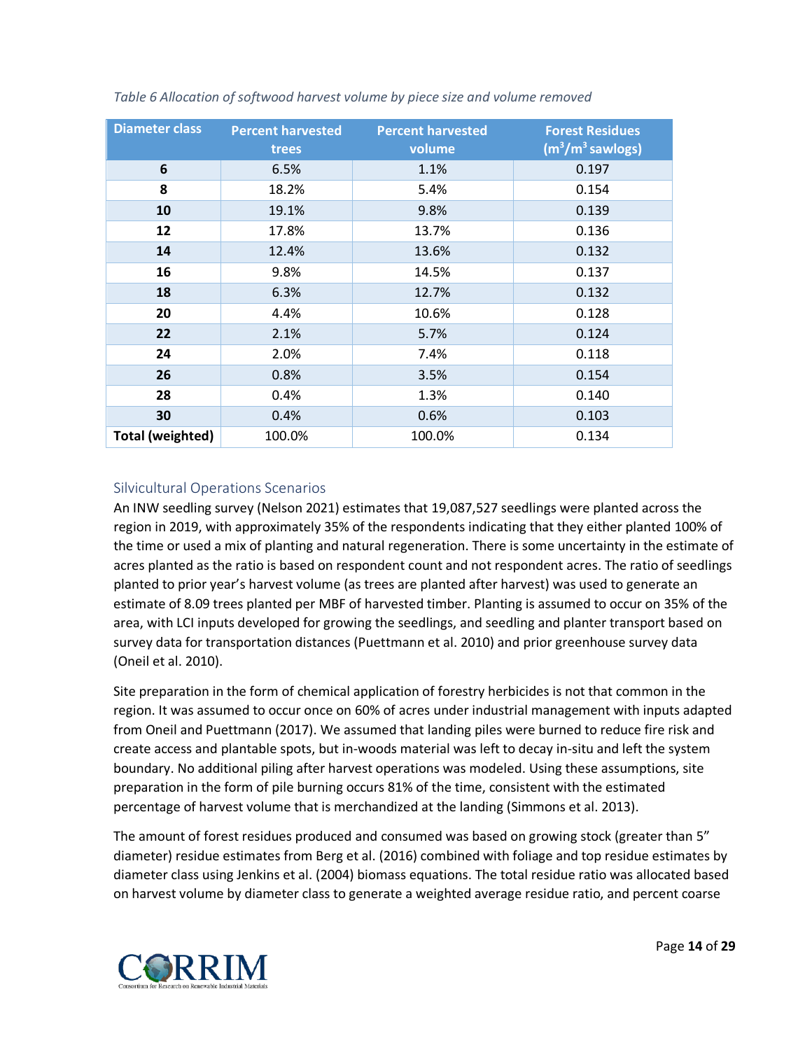*Table 6 Allocation of softwood harvest volume by piece size and volume removed*

| Diameter class | Percent harvested trees | Percent harvested volume | Forest Residues ($m^3/m^3$ sawlogs) |
|---|---|---|---|
| **6** | 6.5% | 1.1% | 0.197 |
| **8** | 18.2% | 5.4% | 0.154 |
| **10** | 19.1% | 9.8% | 0.139 |
| **12** | 17.8% | 13.7% | 0.136 |
| **14** | 12.4% | 13.6% | 0.132 |
| **16** | 9.8% | 14.5% | 0.137 |
| **18** | 6.3% | 12.7% | 0.132 |
| **20** | 4.4% | 10.6% | 0.128 |
| **22** | 2.1% | 5.7% | 0.124 |
| **24** | 2.0% | 7.4% | 0.118 |
| **26** | 0.8% | 3.5% | 0.154 |
| **28** | 0.4% | 1.3% | 0.140 |
| **30** | 0.4% | 0.6% | 0.103 |
| **Total (weighted)** | 100.0% | 100.0% | 0.134 |

## Silvicultural Operations Scenarios

An INW seedling survey (Nelson 2021) estimates that 19,087,527 seedlings were planted across the region in 2019, with approximately 35% of the respondents indicating that they either planted 100% of the time or used a mix of planting and natural regeneration. There is some uncertainty in the estimate of acres planted as the ratio is based on respondent count and not respondent acres. The ratio of seedlings planted to prior year's harvest volume (as trees are planted after harvest) was used to generate an estimate of 8.09 trees planted per MBF of harvested timber. Planting is assumed to occur on 35% of the area, with LCI inputs developed for growing the seedlings, and seedling and planter transport based on survey data for transportation distances (Puettmann et al. 2010) and prior greenhouse survey data (Oneil et al. 2010).

Site preparation in the form of chemical application of forestry herbicides is not that common in the region. It was assumed to occur once on 60% of acres under industrial management with inputs adapted from Oneil and Puettmann (2017). We assumed that landing piles were burned to reduce fire risk and create access and plantable spots, but in-woods material was left to decay in-situ and left the system boundary. No additional piling after harvest operations was modeled. Using these assumptions, site preparation in the form of pile burning occurs 81% of the time, consistent with the estimated percentage of harvest volume that is merchandized at the landing (Simmons et al. 2013).

The amount of forest residues produced and consumed was based on growing stock (greater than 5" diameter) residue estimates from Berg et al. (2016) combined with foliage and top residue estimates by diameter class using Jenkins et al. (2004) biomass equations. The total residue ratio was allocated based on harvest volume by diameter class to generate a weighted average residue ratio, and percent coarse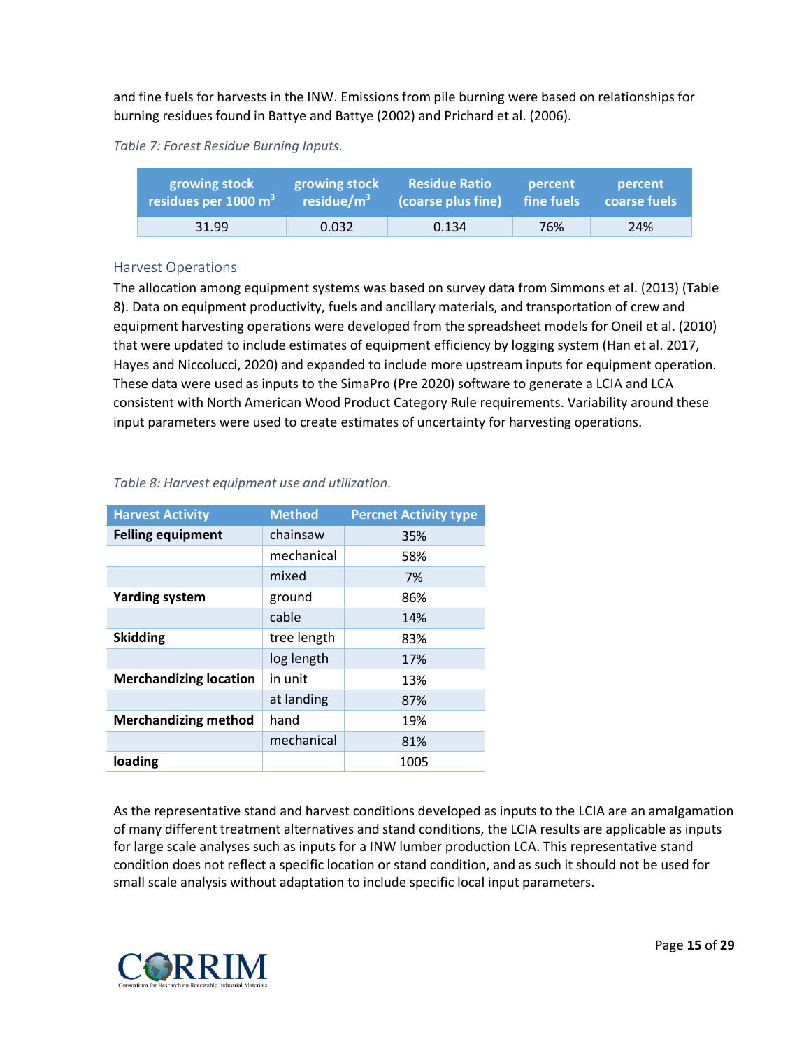and fine fuels for harvests in the INW. Emissions from pile burning were based on relationships for burning residues found in Battye and Battye (2002) and Prichard et al. (2006).

*Table 7: Forest Residue Burning Inputs.*

| growing stock residues per 1000 $m^3$ | growing stock residue/$m^3$ | Residue Ratio (coarse plus fine) | percent fine fuels | percent coarse fuels |
|---|---|---|---|---|
| 31.99 | 0.032 | 0.134 | 76% | 24% |

## Harvest Operations

The allocation among equipment systems was based on survey data from Simmons et al. (2013) (Table 8). Data on equipment productivity, fuels and ancillary materials, and transportation of crew and equipment harvesting operations were developed from the spreadsheet models for Oneil et al. (2010) that were updated to include estimates of equipment efficiency by logging system (Han et al. 2017, Hayes and Niccolucci, 2020) and expanded to include more upstream inputs for equipment operation. These data were used as inputs to the SimaPro (Pre 2020) software to generate a LCIA and LCA consistent with North American Wood Product Category Rule requirements. Variability around these input parameters were used to create estimates of uncertainty for harvesting operations.

*Table 8: Harvest equipment use and utilization.*

| Harvest Activity | Method | Percnet Activity type |
|---|---|---|
| **Felling equipment** | chainsaw | 35% |
| | mechanical | 58% |
| | mixed | 7% |
| **Yarding system** | ground | 86% |
| | cable | 14% |
| **Skidding** | tree length | 83% |
| | log length | 17% |
| **Merchandizing location** | in unit | 13% |
| | at landing | 87% |
| **Merchandizing method** | hand | 19% |
| | mechanical | 81% |
| **loading** | | 1005 |

As the representative stand and harvest conditions developed as inputs to the LCIA are an amalgamation of many different treatment alternatives and stand conditions, the LCIA results are applicable as inputs for large scale analyses such as inputs for a INW lumber production LCA. This representative stand condition does not reflect a specific location or stand condition, and as such it should not be used for small scale analysis without adaptation to include specific local input parameters.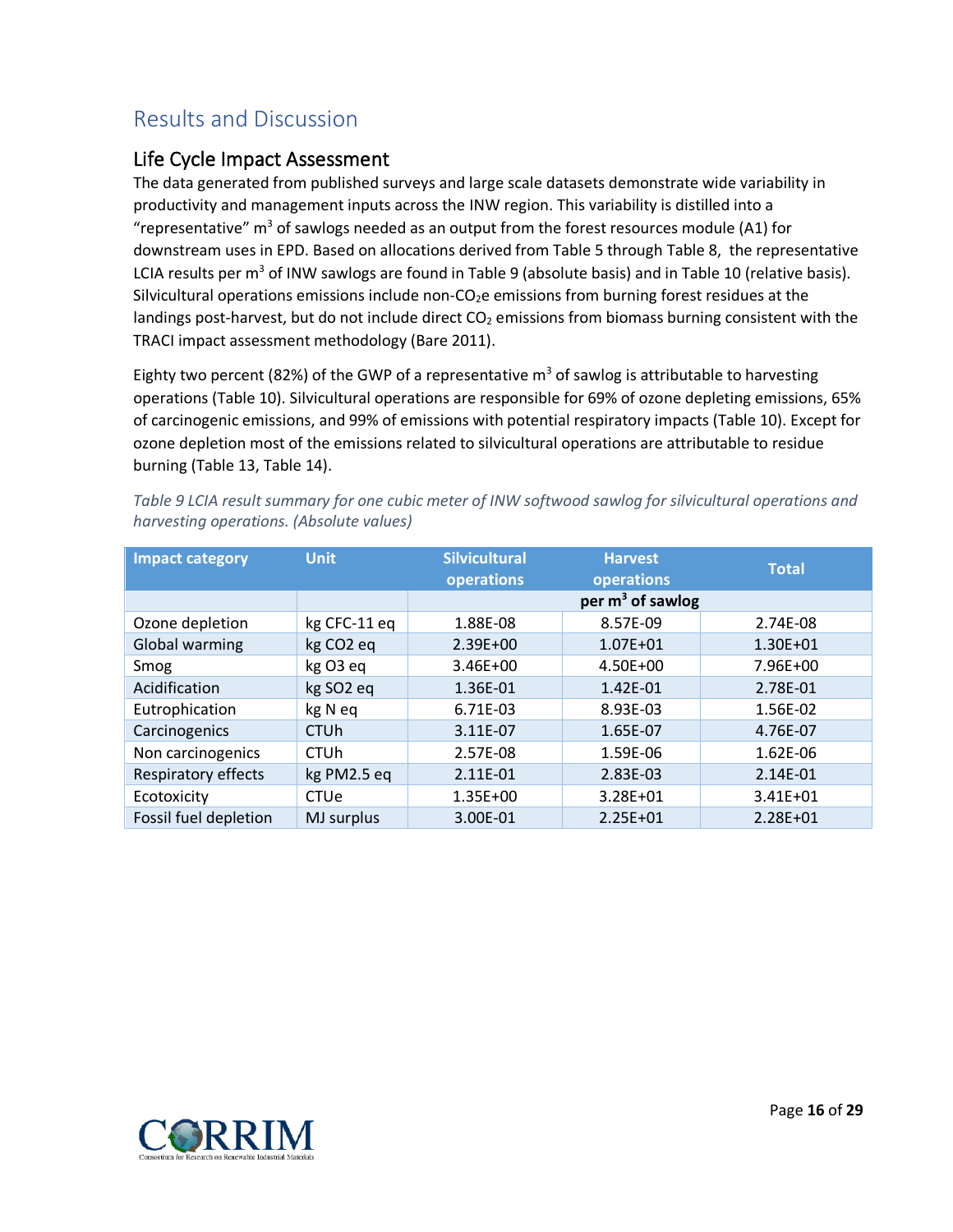## Results and Discussion

### Life Cycle Impact Assessment

The data generated from published surveys and large scale datasets demonstrate wide variability in productivity and management inputs across the INW region. This variability is distilled into a "representative" $m^3$ of sawlogs needed as an output from the forest resources module (A1) for downstream uses in EPD. Based on allocations derived from Table 5 through Table 8, the representative LCIA results per $m^3$ of INW sawlogs are found in Table 9 (absolute basis) and in Table 10 (relative basis). Silvicultural operations emissions include non-$CO_2$e emissions from burning forest residues at the landings post-harvest, but do not include direct $CO_2$ emissions from biomass burning consistent with the TRACI impact assessment methodology (Bare 2011).

Eighty two percent (82%) of the GWP of a representative $m^3$ of sawlog is attributable to harvesting operations (Table 10). Silvicultural operations are responsible for 69% of ozone depleting emissions, 65% of carcinogenic emissions, and 99% of emissions with potential respiratory impacts (Table 10). Except for ozone depletion most of the emissions related to silvicultural operations are attributable to residue burning (Table 13, Table 14).

*Table 9 LCIA result summary for one cubic meter of INW softwood sawlog for silvicultural operations and harvesting operations. (Absolute values)*

| Impact category | Unit | Silvicultural operations | Harvest operations | Total |
|---|---|---|---|---|
| | | | per $m^3$ of sawlog | |
| Ozone depletion | kg CFC-11 eq | 1.88E-08 | 8.57E-09 | 2.74E-08 |
| Global warming | kg CO2 eq | 2.39E+00 | 1.07E+01 | 1.30E+01 |
| Smog | kg O3 eq | 3.46E+00 | 4.50E+00 | 7.96E+00 |
| Acidification | kg SO2 eq | 1.36E-01 | 1.42E-01 | 2.78E-01 |
| Eutrophication | kg N eq | 6.71E-03 | 8.93E-03 | 1.56E-02 |
| Carcinogenics | CTUh | 3.11E-07 | 1.65E-07 | 4.76E-07 |
| Non carcinogenics | CTUh | 2.57E-08 | 1.59E-06 | 1.62E-06 |
| Respiratory effects | kg PM2.5 eq | 2.11E-01 | 2.83E-03 | 2.14E-01 |
| Ecotoxicity | CTUe | 1.35E+00 | 3.28E+01 | 3.41E+01 |
| Fossil fuel depletion | MJ surplus | 3.00E-01 | 2.25E+01 | 2.28E+01 |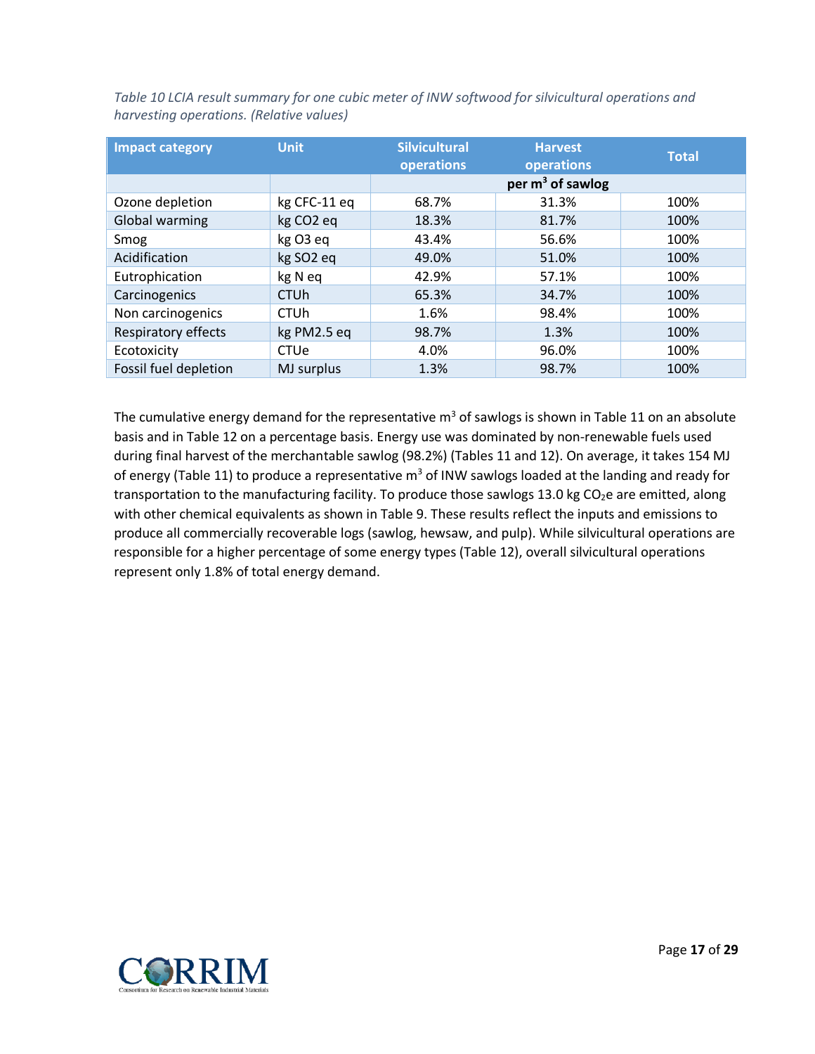*Table 10 LCIA result summary for one cubic meter of INW softwood for silvicultural operations and harvesting operations. (Relative values)*

| Impact category | Unit | Silvicultural operations | Harvest operations | Total |
|---|---|---|---|---|
| | | | per $m^3$ of sawlog | |
| Ozone depletion | kg CFC-11 eq | 68.7% | 31.3% | 100% |
| Global warming | kg CO2 eq | 18.3% | 81.7% | 100% |
| Smog | kg O3 eq | 43.4% | 56.6% | 100% |
| Acidification | kg SO2 eq | 49.0% | 51.0% | 100% |
| Eutrophication | kg N eq | 42.9% | 57.1% | 100% |
| Carcinogenics | CTUh | 65.3% | 34.7% | 100% |
| Non carcinogenics | CTUh | 1.6% | 98.4% | 100% |
| Respiratory effects | kg PM2.5 eq | 98.7% | 1.3% | 100% |
| Ecotoxicity | CTUe | 4.0% | 96.0% | 100% |
| Fossil fuel depletion | MJ surplus | 1.3% | 98.7% | 100% |

The cumulative energy demand for the representative $m^3$ of sawlogs is shown in Table 11 on an absolute basis and in Table 12 on a percentage basis. Energy use was dominated by non-renewable fuels used during final harvest of the merchantable sawlog (98.2%) (Tables 11 and 12). On average, it takes 154 MJ of energy (Table 11) to produce a representative $m^3$ of INW sawlogs loaded at the landing and ready for transportation to the manufacturing facility. To produce those sawlogs 13.0 kg $CO_2e$ are emitted, along with other chemical equivalents as shown in Table 9. These results reflect the inputs and emissions to produce all commercially recoverable logs (sawlog, hewsaw, and pulp). While silvicultural operations are responsible for a higher percentage of some energy types (Table 12), overall silvicultural operations represent only 1.8% of total energy demand.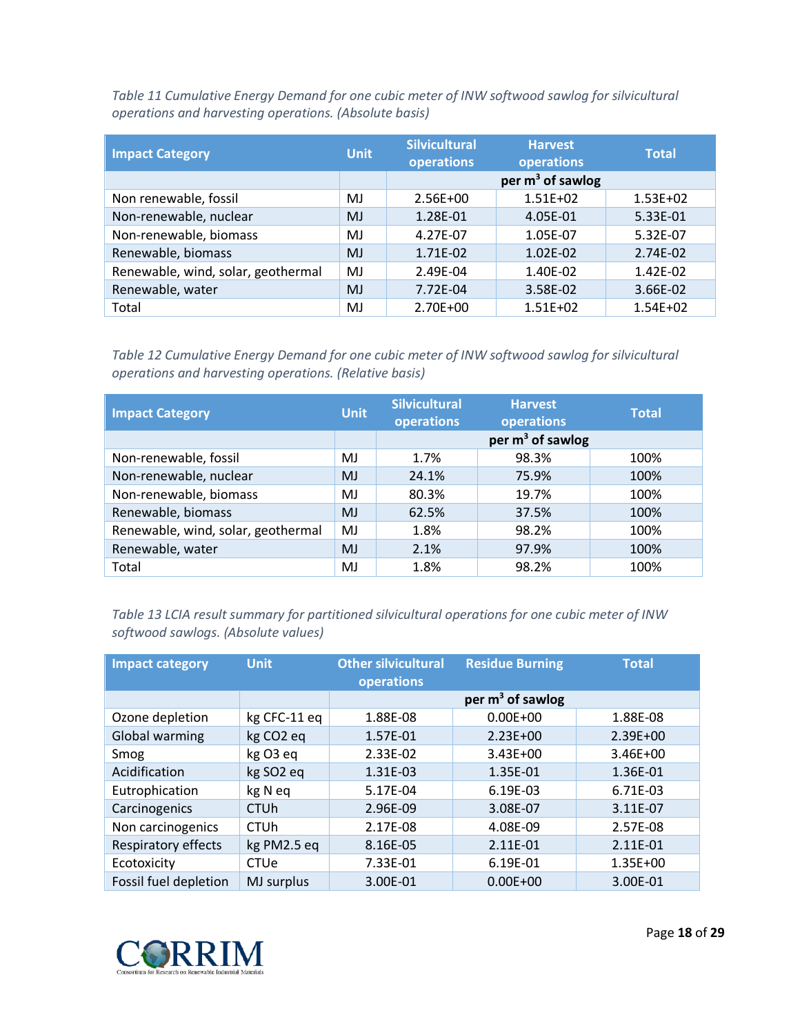*Table 11 Cumulative Energy Demand for one cubic meter of INW softwood sawlog for silvicultural operations and harvesting operations. (Absolute basis)*

| Impact Category | Unit | Silvicultural operations | Harvest operations | Total |
|---|---|---|---|---|
| | | per $m^3$ of sawlog | | |
| Non renewable, fossil | MJ | 2.56E+00 | 1.51E+02 | 1.53E+02 |
| Non-renewable, nuclear | MJ | 1.28E-01 | 4.05E-01 | 5.33E-01 |
| Non-renewable, biomass | MJ | 4.27E-07 | 1.05E-07 | 5.32E-07 |
| Renewable, biomass | MJ | 1.71E-02 | 1.02E-02 | 2.74E-02 |
| Renewable, wind, solar, geothermal | MJ | 2.49E-04 | 1.40E-02 | 1.42E-02 |
| Renewable, water | MJ | 7.72E-04 | 3.58E-02 | 3.66E-02 |
| Total | MJ | 2.70E+00 | 1.51E+02 | 1.54E+02 |

*Table 12 Cumulative Energy Demand for one cubic meter of INW softwood sawlog for silvicultural operations and harvesting operations. (Relative basis)*

| Impact Category | Unit | Silvicultural operations | Harvest operations | Total |
|---|---|---|---|---|
| | | per $m^3$ of sawlog | | |
| Non-renewable, fossil | MJ | 1.7% | 98.3% | 100% |
| Non-renewable, nuclear | MJ | 24.1% | 75.9% | 100% |
| Non-renewable, biomass | MJ | 80.3% | 19.7% | 100% |
| Renewable, biomass | MJ | 62.5% | 37.5% | 100% |
| Renewable, wind, solar, geothermal | MJ | 1.8% | 98.2% | 100% |
| Renewable, water | MJ | 2.1% | 97.9% | 100% |
| Total | MJ | 1.8% | 98.2% | 100% |

*Table 13 LCIA result summary for partitioned silvicultural operations for one cubic meter of INW softwood sawlogs. (Absolute values)*

| Impact category | Unit | Other silvicultural operations | Residue Burning | Total |
|---|---|---|---|---|
| | | per $m^3$ of sawlog | | |
| Ozone depletion | kg CFC-11 eq | 1.88E-08 | 0.00E+00 | 1.88E-08 |
| Global warming | kg CO2 eq | 1.57E-01 | 2.23E+00 | 2.39E+00 |
| Smog | kg O3 eq | 2.33E-02 | 3.43E+00 | 3.46E+00 |
| Acidification | kg SO2 eq | 1.31E-03 | 1.35E-01 | 1.36E-01 |
| Eutrophication | kg N eq | 5.17E-04 | 6.19E-03 | 6.71E-03 |
| Carcinogenics | CTUh | 2.96E-09 | 3.08E-07 | 3.11E-07 |
| Non carcinogenics | CTUh | 2.17E-08 | 4.08E-09 | 2.57E-08 |
| Respiratory effects | kg PM2.5 eq | 8.16E-05 | 2.11E-01 | 2.11E-01 |
| Ecotoxicity | CTUe | 7.33E-01 | 6.19E-01 | 1.35E+00 |
| Fossil fuel depletion | MJ surplus | 3.00E-01 | 0.00E+00 | 3.00E-01 |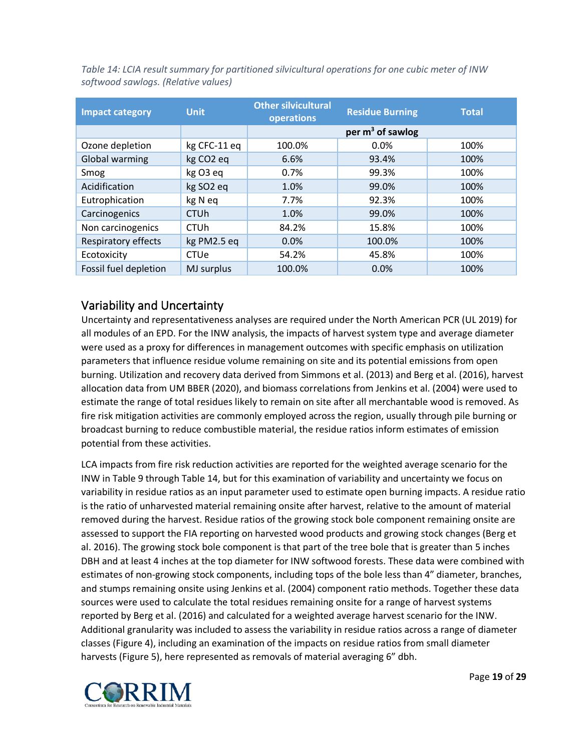*Table 14: LCIA result summary for partitioned silvicultural operations for one cubic meter of INW softwood sawlogs. (Relative values)*

| Impact category | Unit | Other silvicultural operations | Residue Burning | Total |
|---|---|---|---|---|
| | | per $m^3$ of sawlog | | |
| Ozone depletion | kg CFC-11 eq | 100.0% | 0.0% | 100% |
| Global warming | kg CO2 eq | 6.6% | 93.4% | 100% |
| Smog | kg O3 eq | 0.7% | 99.3% | 100% |
| Acidification | kg SO2 eq | 1.0% | 99.0% | 100% |
| Eutrophication | kg N eq | 7.7% | 92.3% | 100% |
| Carcinogenics | CTUh | 1.0% | 99.0% | 100% |
| Non carcinogenics | CTUh | 84.2% | 15.8% | 100% |
| Respiratory effects | kg PM2.5 eq | 0.0% | 100.0% | 100% |
| Ecotoxicity | CTUe | 54.2% | 45.8% | 100% |
| Fossil fuel depletion | MJ surplus | 100.0% | 0.0% | 100% |

## Variability and Uncertainty

Uncertainty and representativeness analyses are required under the North American PCR (UL 2019) for all modules of an EPD. For the INW analysis, the impacts of harvest system type and average diameter were used as a proxy for differences in management outcomes with specific emphasis on utilization parameters that influence residue volume remaining on site and its potential emissions from open burning. Utilization and recovery data derived from Simmons et al. (2013) and Berg et al. (2016), harvest allocation data from UM BBER (2020), and biomass correlations from Jenkins et al. (2004) were used to estimate the range of total residues likely to remain on site after all merchantable wood is removed. As fire risk mitigation activities are commonly employed across the region, usually through pile burning or broadcast burning to reduce combustible material, the residue ratios inform estimates of emission potential from these activities.

LCA impacts from fire risk reduction activities are reported for the weighted average scenario for the INW in Table 9 through Table 14, but for this examination of variability and uncertainty we focus on variability in residue ratios as an input parameter used to estimate open burning impacts. A residue ratio is the ratio of unharvested material remaining onsite after harvest, relative to the amount of material removed during the harvest. Residue ratios of the growing stock bole component remaining onsite are assessed to support the FIA reporting on harvested wood products and growing stock changes (Berg et al. 2016). The growing stock bole component is that part of the tree bole that is greater than 5 inches DBH and at least 4 inches at the top diameter for INW softwood forests. These data were combined with estimates of non-growing stock components, including tops of the bole less than 4" diameter, branches, and stumps remaining onsite using Jenkins et al. (2004) component ratio methods. Together these data sources were used to calculate the total residues remaining onsite for a range of harvest systems reported by Berg et al. (2016) and calculated for a weighted average harvest scenario for the INW. Additional granularity was included to assess the variability in residue ratios across a range of diameter classes (Figure 4), including an examination of the impacts on residue ratios from small diameter harvests (Figure 5), here represented as removals of material averaging 6" dbh.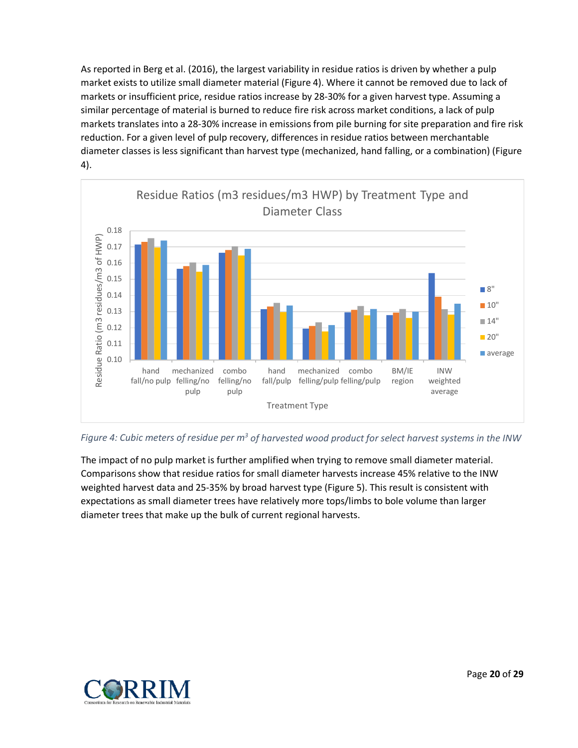As reported in Berg et al. (2016), the largest variability in residue ratios is driven by whether a pulp market exists to utilize small diameter material (Figure 4). Where it cannot be removed due to lack of markets or insufficient price, residue ratios increase by 28-30% for a given harvest type. Assuming a similar percentage of material is burned to reduce fire risk across market conditions, a lack of pulp markets translates into a 28-30% increase in emissions from pile burning for site preparation and fire risk reduction. For a given level of pulp recovery, differences in residue ratios between merchantable diameter classes is less significant than harvest type (mechanized, hand falling, or a combination) (Figure 4).

*Figure 4: Cubic meters of residue per m[3] of harvested wood product for select harvest systems in the INW*

The impact of no pulp market is further amplified when trying to remove small diameter material. Comparisons show that residue ratios for small diameter harvests increase 45% relative to the INW weighted harvest data and 25-35% by broad harvest type (Figure 5). This result is consistent with expectations as small diameter trees have relatively more tops/limbs to bole volume than larger diameter trees that make up the bulk of current regional harvests.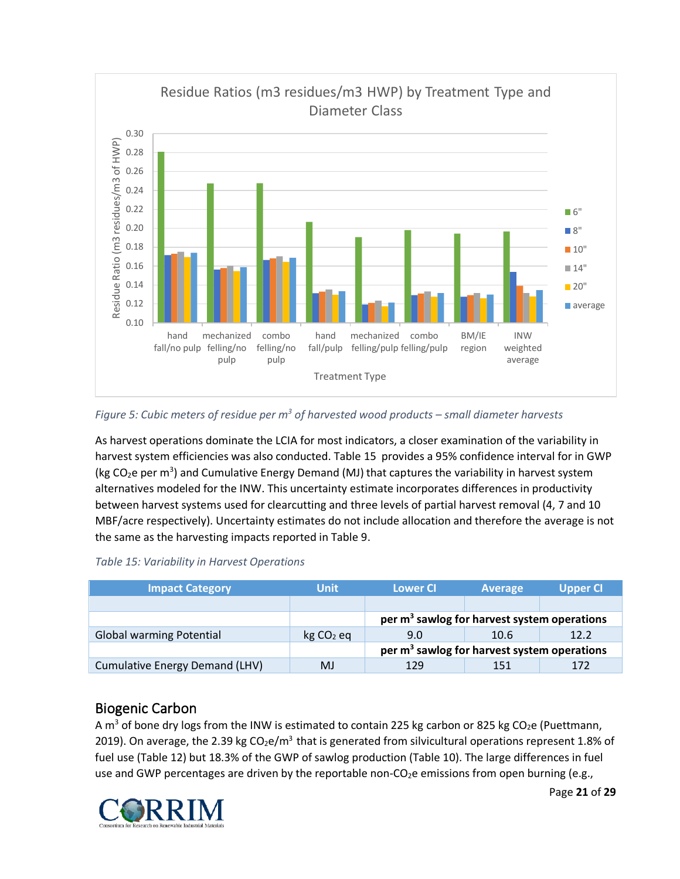Figure 5: *Cubic meters of residue per m$^3$ of harvested wood products – small diameter harvests*

As harvest operations dominate the LCIA for most indicators, a closer examination of the variability in harvest system efficiencies was also conducted. Table 15 provides a 95% confidence interval for in GWP (kg $CO_2$e per m$^3$) and Cumulative Energy Demand (MJ) that captures the variability in harvest system alternatives modeled for the INW. This uncertainty estimate incorporates differences in productivity between harvest systems used for clearcutting and three levels of partial harvest removal (4, 7 and 10 MBF/acre respectively). Uncertainty estimates do not include allocation and therefore the average is not the same as the harvesting impacts reported in Table 9.

*Table 15: Variability in Harvest Operations*

| Impact Category | Unit | Lower CI | Average | Upper CI |
|---|---|---|---|---|
| | | | | |
| | | **per m$^3$ sawlog for harvest system operations** | | |
| Global warming Potential | kg $CO_2$ eq | 9.0 | 10.6 | 12.2 |
| | | **per m$^3$ sawlog for harvest system operations** | | |
| Cumulative Energy Demand (LHV) | MJ | 129 | 151 | 172 |

## Biogenic Carbon

A m$^3$ of bone dry logs from the INW is estimated to contain 225 kg carbon or 825 kg $CO_2$e (Puettmann, 2019). On average, the 2.39 kg $CO_2$e/m$^3$ that is generated from silvicultural operations represent 1.8% of fuel use (Table 12) but 18.3% of the GWP of sawlog production (Table 10). The large differences in fuel use and GWP percentages are driven by the reportable non-$CO_2$e emissions from open burning (e.g.,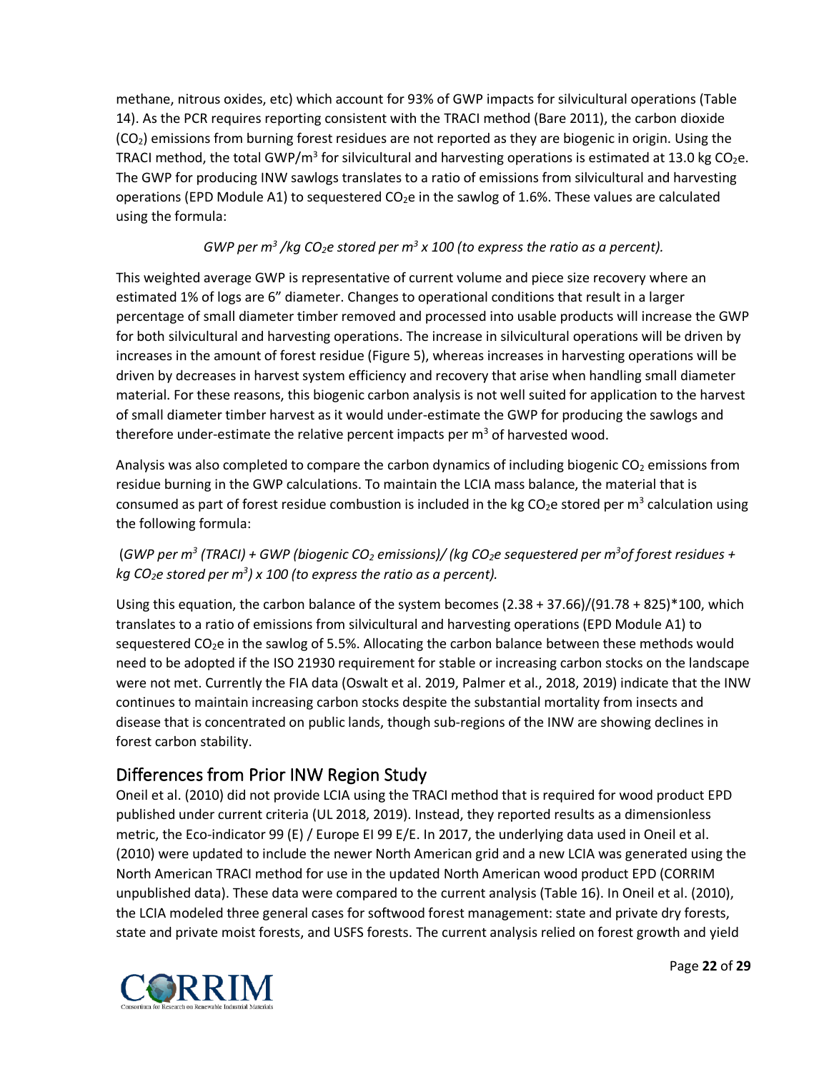methane, nitrous oxides, etc) which account for 93% of GWP impacts for silvicultural operations (Table 14). As the PCR requires reporting consistent with the TRACI method (Bare 2011), the carbon dioxide ($CO_2$) emissions from burning forest residues are not reported as they are biogenic in origin. Using the TRACI method, the total GWP/$m^3$ for silvicultural and harvesting operations is estimated at 13.0 kg $CO_2$e. The GWP for producing INW sawlogs translates to a ratio of emissions from silvicultural and harvesting operations (EPD Module A1) to sequestered $CO_2$e in the sawlog of 1.6%. These values are calculated using the formula:

*GWP per $m^3$ /kg $CO_2$e stored per $m^3$ x 100 (to express the ratio as a percent).*

This weighted average GWP is representative of current volume and piece size recovery where an estimated 1% of logs are 6" diameter. Changes to operational conditions that result in a larger percentage of small diameter timber removed and processed into usable products will increase the GWP for both silvicultural and harvesting operations. The increase in silvicultural operations will be driven by increases in the amount of forest residue (Figure 5), whereas increases in harvesting operations will be driven by decreases in harvest system efficiency and recovery that arise when handling small diameter material. For these reasons, this biogenic carbon analysis is not well suited for application to the harvest of small diameter timber harvest as it would under-estimate the GWP for producing the sawlogs and therefore under-estimate the relative percent impacts per $m^3$ of harvested wood.

Analysis was also completed to compare the carbon dynamics of including biogenic $CO_2$ emissions from residue burning in the GWP calculations. To maintain the LCIA mass balance, the material that is consumed as part of forest residue combustion is included in the kg $CO_2$e stored per $m^3$ calculation using the following formula:

*(GWP per $m^3$ (TRACI) + GWP (biogenic $CO_2$ emissions)/ (kg $CO_2$e sequestered per $m^3$ of forest residues + kg $CO_2$e stored per $m^3$) x 100 (to express the ratio as a percent).*

Using this equation, the carbon balance of the system becomes (2.38 + 37.66)/(91.78 + 825)*100, which translates to a ratio of emissions from silvicultural and harvesting operations (EPD Module A1) to sequestered $CO_2$e in the sawlog of 5.5%. Allocating the carbon balance between these methods would need to be adopted if the ISO 21930 requirement for stable or increasing carbon stocks on the landscape were not met. Currently the FIA data (Oswalt et al. 2019, Palmer et al., 2018, 2019) indicate that the INW continues to maintain increasing carbon stocks despite the substantial mortality from insects and disease that is concentrated on public lands, though sub-regions of the INW are showing declines in forest carbon stability.

## Differences from Prior INW Region Study

Oneil et al. (2010) did not provide LCIA using the TRACI method that is required for wood product EPD published under current criteria (UL 2018, 2019). Instead, they reported results as a dimensionless metric, the Eco-indicator 99 (E) / Europe EI 99 E/E. In 2017, the underlying data used in Oneil et al. (2010) were updated to include the newer North American grid and a new LCIA was generated using the North American TRACI method for use in the updated North American wood product EPD (CORRIM unpublished data). These data were compared to the current analysis (Table 16). In Oneil et al. (2010), the LCIA modeled three general cases for softwood forest management: state and private dry forests, state and private moist forests, and USFS forests. The current analysis relied on forest growth and yield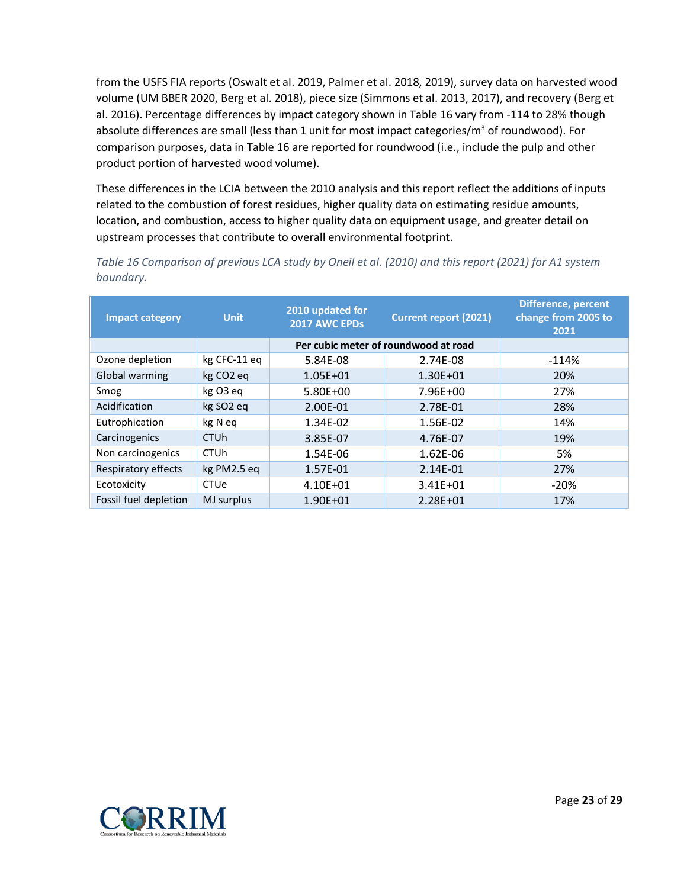from the USFS FIA reports (Oswalt et al. 2019, Palmer et al. 2018, 2019), survey data on harvested wood volume (UM BBER 2020, Berg et al. 2018), piece size (Simmons et al. 2013, 2017), and recovery (Berg et al. 2016). Percentage differences by impact category shown in Table 16 vary from -114 to 28% though absolute differences are small (less than 1 unit for most impact categories/$m^3$ of roundwood). For comparison purposes, data in Table 16 are reported for roundwood (i.e., include the pulp and other product portion of harvested wood volume).

These differences in the LCIA between the 2010 analysis and this report reflect the additions of inputs related to the combustion of forest residues, higher quality data on estimating residue amounts, location, and combustion, access to higher quality data on equipment usage, and greater detail on upstream processes that contribute to overall environmental footprint.

*Table 16 Comparison of previous LCA study by Oneil et al. (2010) and this report (2021) for A1 system boundary.*

| Impact category | Unit | 2010 updated for 2017 AWC EPDs | Current report (2021) | Difference, percent change from 2005 to 2021 |
|---|---|---|---|---|
| | | Per cubic meter of roundwood at road | | |
| Ozone depletion | kg CFC-11 eq | 5.84E-08 | 2.74E-08 | -114% |
| Global warming | kg CO2 eq | 1.05E+01 | 1.30E+01 | 20% |
| Smog | kg O3 eq | 5.80E+00 | 7.96E+00 | 27% |
| Acidification | kg SO2 eq | 2.00E-01 | 2.78E-01 | 28% |
| Eutrophication | kg N eq | 1.34E-02 | 1.56E-02 | 14% |
| Carcinogenics | CTUh | 3.85E-07 | 4.76E-07 | 19% |
| Non carcinogenics | CTUh | 1.54E-06 | 1.62E-06 | 5% |
| Respiratory effects | kg PM2.5 eq | 1.57E-01 | 2.14E-01 | 27% |
| Ecotoxicity | CTUe | 4.10E+01 | 3.41E+01 | -20% |
| Fossil fuel depletion | MJ surplus | 1.90E+01 | 2.28E+01 | 17% |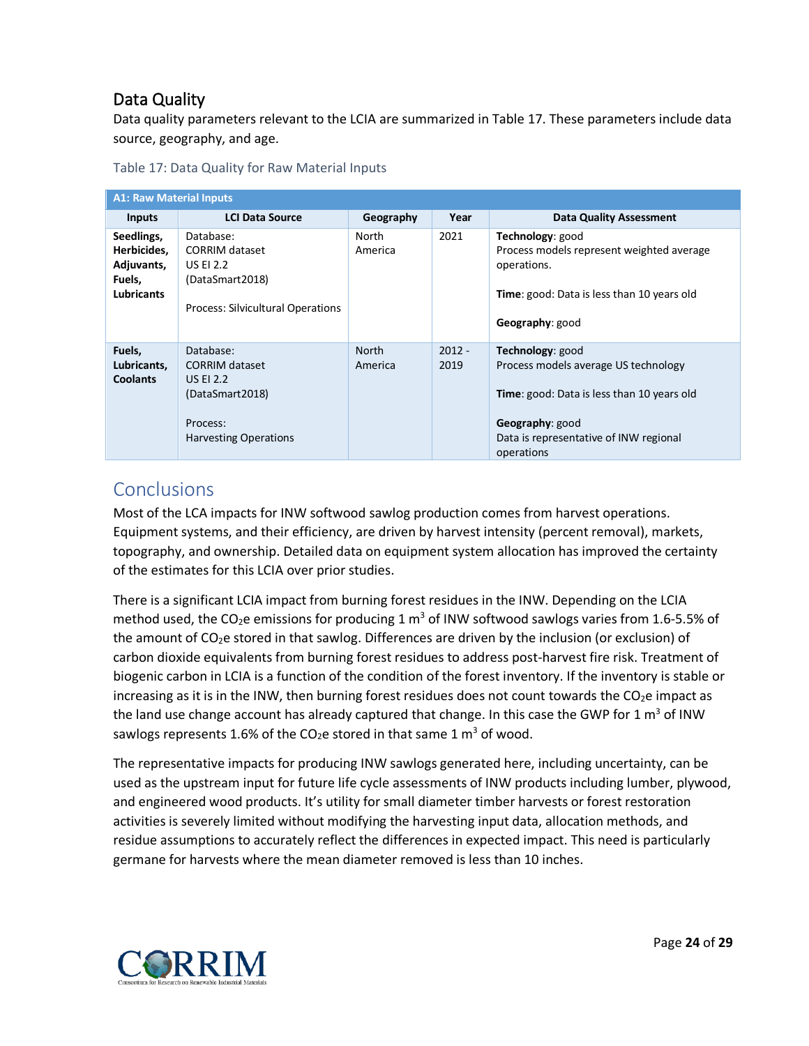## Data Quality

Data quality parameters relevant to the LCIA are summarized in Table 17. These parameters include data source, geography, and age.

Table 17: Data Quality for Raw Material Inputs

| A1: Raw Material Inputs | | | | |
|---|---|---|---|---|
| **Inputs** | **LCI Data Source** | **Geography** | **Year** | **Data Quality Assessment** |
| **Seedlings, Herbicides, Adjuvants, Fuels, Lubricants** | Database: CORRIM dataset US EI 2.2 (DataSmart2018)<br><br>Process: Silvicultural Operations | North America | 2021 | **Technology**: good<br>Process models represent weighted average operations.<br><br>**Time**: good: Data is less than 10 years old<br><br>**Geography**: good |
| **Fuels, Lubricants, Coolants** | Database: CORRIM dataset US EI 2.2 (DataSmart2018)<br><br>Process: Harvesting Operations | North America | 2012 - 2019 | **Technology**: good<br>Process models average US technology<br><br>**Time**: good: Data is less than 10 years old<br><br>**Geography**: good<br>Data is representative of INW regional operations |

# Conclusions

Most of the LCA impacts for INW softwood sawlog production comes from harvest operations. Equipment systems, and their efficiency, are driven by harvest intensity (percent removal), markets, topography, and ownership. Detailed data on equipment system allocation has improved the certainty of the estimates for this LCIA over prior studies.

There is a significant LCIA impact from burning forest residues in the INW. Depending on the LCIA method used, the $CO_2e$ emissions for producing 1 $m^3$ of INW softwood sawlogs varies from 1.6-5.5% of the amount of $CO_2e$ stored in that sawlog. Differences are driven by the inclusion (or exclusion) of carbon dioxide equivalents from burning forest residues to address post-harvest fire risk. Treatment of biogenic carbon in LCIA is a function of the condition of the forest inventory. If the inventory is stable or increasing as it is in the INW, then burning forest residues does not count towards the $CO_2e$ impact as the land use change account has already captured that change. In this case the GWP for 1 $m^3$ of INW sawlogs represents 1.6% of the $CO_2e$ stored in that same 1 $m^3$ of wood.

The representative impacts for producing INW sawlogs generated here, including uncertainty, can be used as the upstream input for future life cycle assessments of INW products including lumber, plywood, and engineered wood products. It's utility for small diameter timber harvests or forest restoration activities is severely limited without modifying the harvesting input data, allocation methods, and residue assumptions to accurately reflect the differences in expected impact. This need is particularly germane for harvests where the mean diameter removed is less than 10 inches.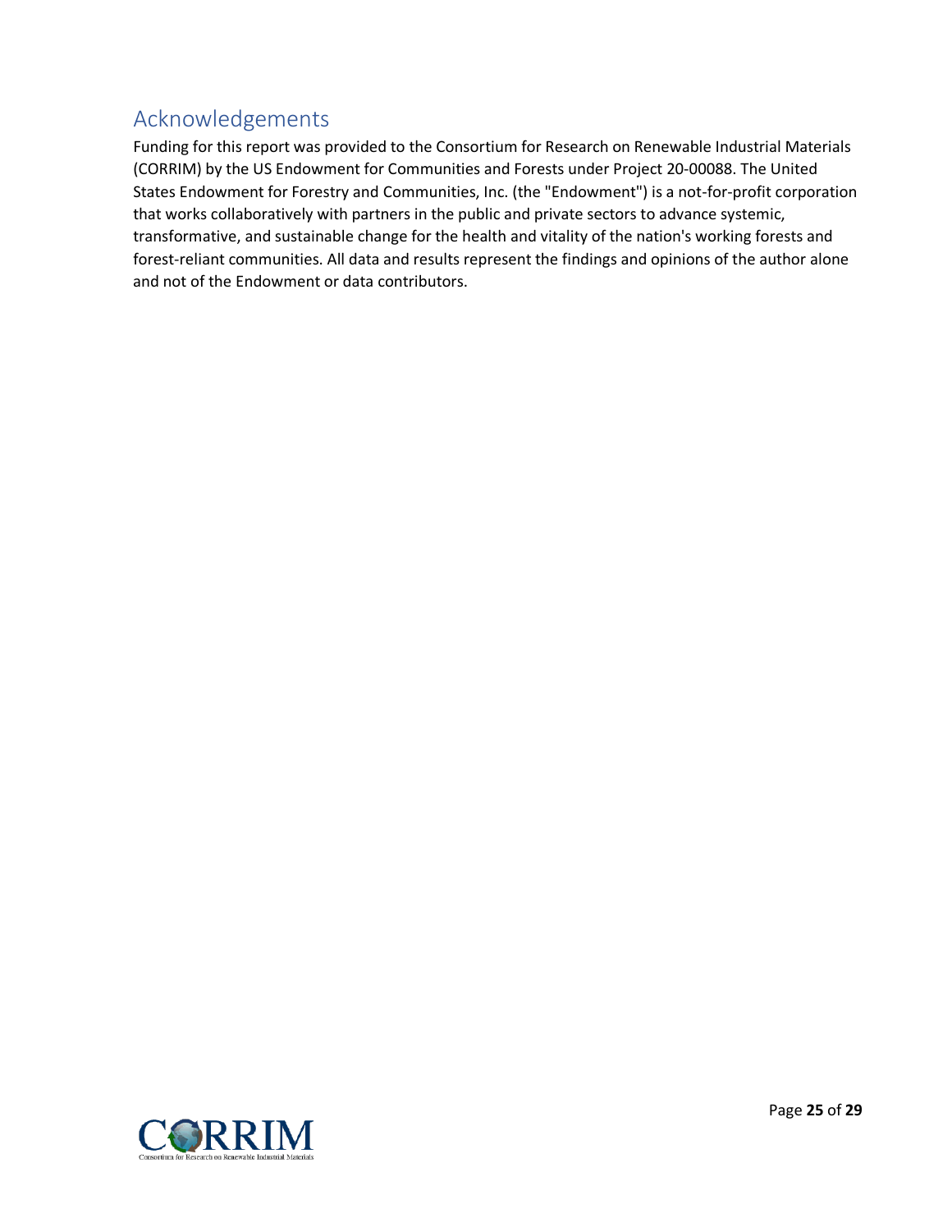## Acknowledgements

Funding for this report was provided to the Consortium for Research on Renewable Industrial Materials (CORRIM) by the US Endowment for Communities and Forests under Project 20-00088. The United States Endowment for Forestry and Communities, Inc. (the "Endowment") is a not-for-profit corporation that works collaboratively with partners in the public and private sectors to advance systemic, transformative, and sustainable change for the health and vitality of the nation's working forests and forest-reliant communities. All data and results represent the findings and opinions of the author alone and not of the Endowment or data contributors.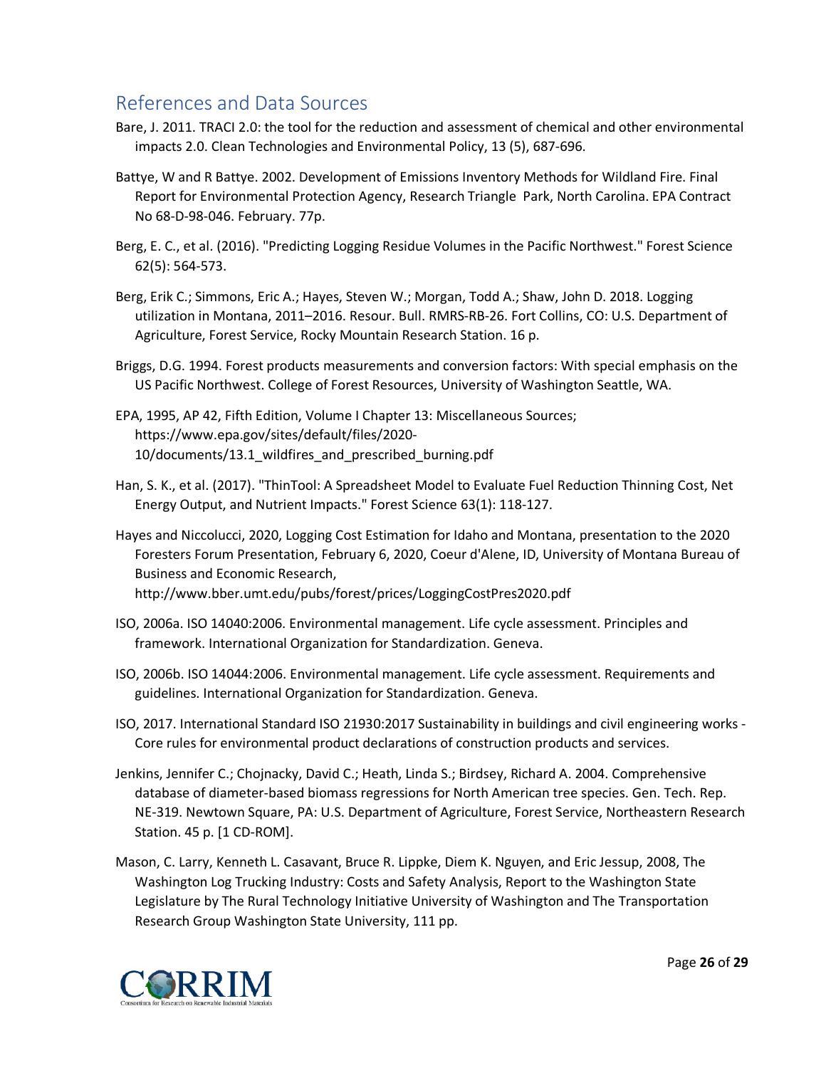## References and Data Sources

Bare, J. 2011. TRACI 2.0: the tool for the reduction and assessment of chemical and other environmental impacts 2.0. Clean Technologies and Environmental Policy, 13 (5), 687-696.

Battye, W and R Battye. 2002. Development of Emissions Inventory Methods for Wildland Fire. Final Report for Environmental Protection Agency, Research Triangle Park, North Carolina. EPA Contract No 68-D-98-046. February. 77p.

Berg, E. C., et al. (2016). "Predicting Logging Residue Volumes in the Pacific Northwest." Forest Science 62(5): 564-573.

Berg, Erik C.; Simmons, Eric A.; Hayes, Steven W.; Morgan, Todd A.; Shaw, John D. 2018. Logging utilization in Montana, 2011–2016. Resour. Bull. RMRS-RB-26. Fort Collins, CO: U.S. Department of Agriculture, Forest Service, Rocky Mountain Research Station. 16 p.

Briggs, D.G. 1994. Forest products measurements and conversion factors: With special emphasis on the US Pacific Northwest. College of Forest Resources, University of Washington Seattle, WA.

EPA, 1995, AP 42, Fifth Edition, Volume I Chapter 13: Miscellaneous Sources; https://www.epa.gov/sites/default/files/2020-10/documents/13.1_wildfires_and_prescribed_burning.pdf

Han, S. K., et al. (2017). "ThinTool: A Spreadsheet Model to Evaluate Fuel Reduction Thinning Cost, Net Energy Output, and Nutrient Impacts." Forest Science 63(1): 118-127.

Hayes and Niccolucci, 2020, Logging Cost Estimation for Idaho and Montana, presentation to the 2020 Foresters Forum Presentation, February 6, 2020, Coeur d'Alene, ID, University of Montana Bureau of Business and Economic Research, http://www.bber.umt.edu/pubs/forest/prices/LoggingCostPres2020.pdf

ISO, 2006a. ISO 14040:2006. Environmental management. Life cycle assessment. Principles and framework. International Organization for Standardization. Geneva.

ISO, 2006b. ISO 14044:2006. Environmental management. Life cycle assessment. Requirements and guidelines. International Organization for Standardization. Geneva.

ISO, 2017. International Standard ISO 21930:2017 Sustainability in buildings and civil engineering works - Core rules for environmental product declarations of construction products and services.

Jenkins, Jennifer C.; Chojnacky, David C.; Heath, Linda S.; Birdsey, Richard A. 2004. Comprehensive database of diameter-based biomass regressions for North American tree species. Gen. Tech. Rep. NE-319. Newtown Square, PA: U.S. Department of Agriculture, Forest Service, Northeastern Research Station. 45 p. [1 CD-ROM].

Mason, C. Larry, Kenneth L. Casavant, Bruce R. Lippke, Diem K. Nguyen, and Eric Jessup, 2008, The Washington Log Trucking Industry: Costs and Safety Analysis, Report to the Washington State Legislature by The Rural Technology Initiative University of Washington and The Transportation Research Group Washington State University, 111 pp.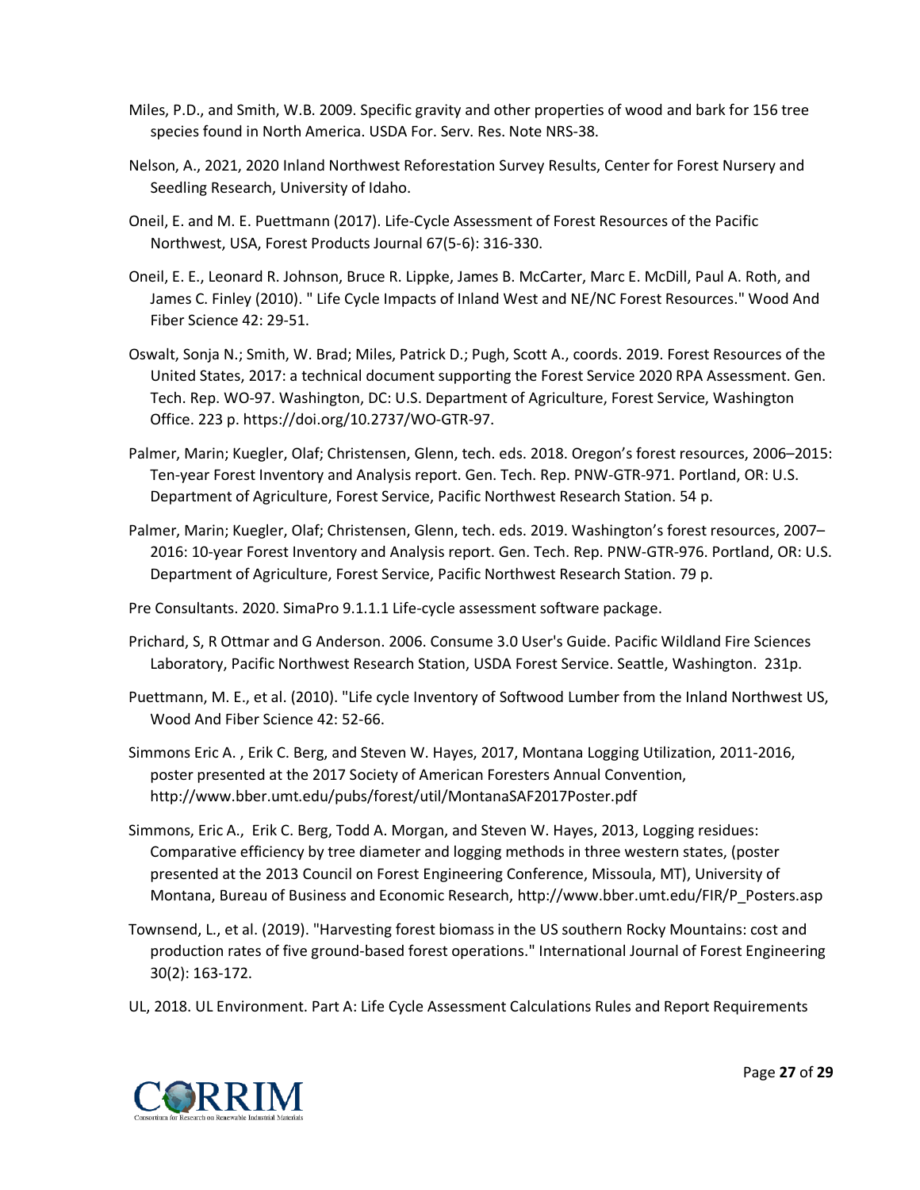Miles, P.D., and Smith, W.B. 2009. Specific gravity and other properties of wood and bark for 156 tree species found in North America. USDA For. Serv. Res. Note NRS-38.

Nelson, A., 2021, 2020 Inland Northwest Reforestation Survey Results, Center for Forest Nursery and Seedling Research, University of Idaho.

Oneil, E. and M. E. Puettmann (2017). Life-Cycle Assessment of Forest Resources of the Pacific Northwest, USA, Forest Products Journal 67(5-6): 316-330.

Oneil, E. E., Leonard R. Johnson, Bruce R. Lippke, James B. McCarter, Marc E. McDill, Paul A. Roth, and James C. Finley (2010). " Life Cycle Impacts of Inland West and NE/NC Forest Resources." Wood And Fiber Science 42: 29-51.

Oswalt, Sonja N.; Smith, W. Brad; Miles, Patrick D.; Pugh, Scott A., coords. 2019. Forest Resources of the United States, 2017: a technical document supporting the Forest Service 2020 RPA Assessment. Gen. Tech. Rep. WO-97. Washington, DC: U.S. Department of Agriculture, Forest Service, Washington Office. 223 p. https://doi.org/10.2737/WO-GTR-97.

Palmer, Marin; Kuegler, Olaf; Christensen, Glenn, tech. eds. 2018. Oregon's forest resources, 2006–2015: Ten-year Forest Inventory and Analysis report. Gen. Tech. Rep. PNW-GTR-971. Portland, OR: U.S. Department of Agriculture, Forest Service, Pacific Northwest Research Station. 54 p.

Palmer, Marin; Kuegler, Olaf; Christensen, Glenn, tech. eds. 2019. Washington's forest resources, 2007–2016: 10-year Forest Inventory and Analysis report. Gen. Tech. Rep. PNW-GTR-976. Portland, OR: U.S. Department of Agriculture, Forest Service, Pacific Northwest Research Station. 79 p.

Pre Consultants. 2020. SimaPro 9.1.1.1 Life-cycle assessment software package.

Prichard, S, R Ottmar and G Anderson. 2006. Consume 3.0 User's Guide. Pacific Wildland Fire Sciences Laboratory, Pacific Northwest Research Station, USDA Forest Service. Seattle, Washington. 231p.

Puettmann, M. E., et al. (2010). "Life cycle Inventory of Softwood Lumber from the Inland Northwest US, Wood And Fiber Science 42: 52-66.

Simmons Eric A. , Erik C. Berg, and Steven W. Hayes, 2017, Montana Logging Utilization, 2011-2016, poster presented at the 2017 Society of American Foresters Annual Convention, http://www.bber.umt.edu/pubs/forest/util/MontanaSAF2017Poster.pdf

Simmons, Eric A., Erik C. Berg, Todd A. Morgan, and Steven W. Hayes, 2013, Logging residues: Comparative efficiency by tree diameter and logging methods in three western states, (poster presented at the 2013 Council on Forest Engineering Conference, Missoula, MT), University of Montana, Bureau of Business and Economic Research, http://www.bber.umt.edu/FIR/P_Posters.asp

Townsend, L., et al. (2019). "Harvesting forest biomass in the US southern Rocky Mountains: cost and production rates of five ground-based forest operations." International Journal of Forest Engineering 30(2): 163-172.

UL, 2018. UL Environment. Part A: Life Cycle Assessment Calculations Rules and Report Requirements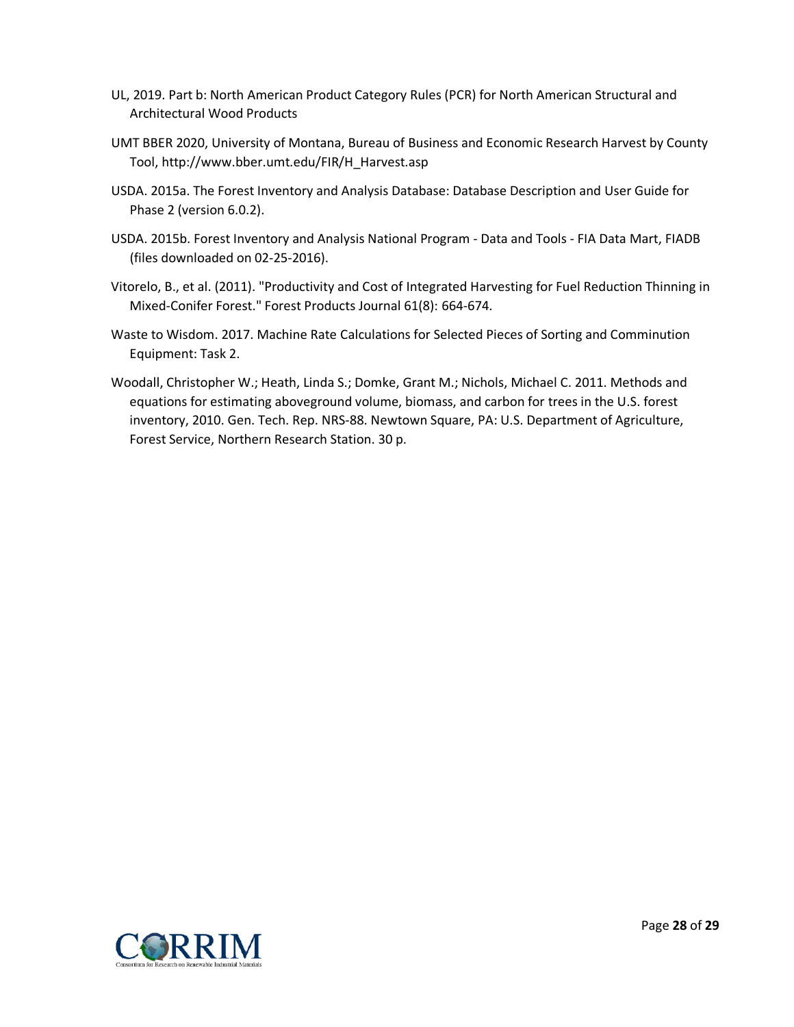UL, 2019. Part b: North American Product Category Rules (PCR) for North American Structural and Architectural Wood Products

UMT BBER 2020, University of Montana, Bureau of Business and Economic Research Harvest by County Tool, http://www.bber.umt.edu/FIR/H_Harvest.asp

USDA. 2015a. The Forest Inventory and Analysis Database: Database Description and User Guide for Phase 2 (version 6.0.2).

USDA. 2015b. Forest Inventory and Analysis National Program - Data and Tools - FIA Data Mart, FIADB (files downloaded on 02-25-2016).

Vitorelo, B., et al. (2011). "Productivity and Cost of Integrated Harvesting for Fuel Reduction Thinning in Mixed-Conifer Forest." Forest Products Journal 61(8): 664-674.

Waste to Wisdom. 2017. Machine Rate Calculations for Selected Pieces of Sorting and Comminution Equipment: Task 2.

Woodall, Christopher W.; Heath, Linda S.; Domke, Grant M.; Nichols, Michael C. 2011. Methods and equations for estimating aboveground volume, biomass, and carbon for trees in the U.S. forest inventory, 2010. Gen. Tech. Rep. NRS-88. Newtown Square, PA: U.S. Department of Agriculture, Forest Service, Northern Research Station. 30 p.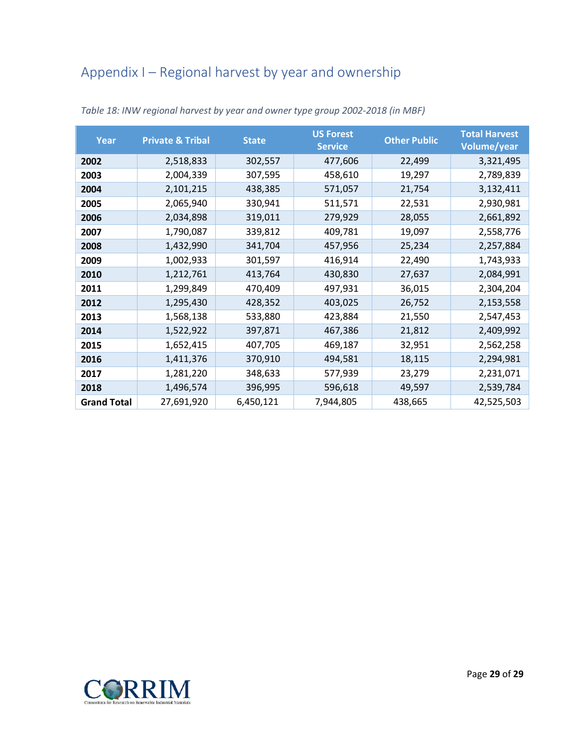## Appendix I – Regional harvest by year and ownership

*Table 18: INW regional harvest by year and owner type group 2002-2018 (in MBF)*

| Year | Private & Tribal | State | US Forest Service | Other Public | Total Harvest Volume/year |
|---|---|---|---|---|---|
| **2002** | 2,518,833 | 302,557 | 477,606 | 22,499 | 3,321,495 |
| **2003** | 2,004,339 | 307,595 | 458,610 | 19,297 | 2,789,839 |
| **2004** | 2,101,215 | 438,385 | 571,057 | 21,754 | 3,132,411 |
| **2005** | 2,065,940 | 330,941 | 511,571 | 22,531 | 2,930,981 |
| **2006** | 2,034,898 | 319,011 | 279,929 | 28,055 | 2,661,892 |
| **2007** | 1,790,087 | 339,812 | 409,781 | 19,097 | 2,558,776 |
| **2008** | 1,432,990 | 341,704 | 457,956 | 25,234 | 2,257,884 |
| **2009** | 1,002,933 | 301,597 | 416,914 | 22,490 | 1,743,933 |
| **2010** | 1,212,761 | 413,764 | 430,830 | 27,637 | 2,084,991 |
| **2011** | 1,299,849 | 470,409 | 497,931 | 36,015 | 2,304,204 |
| **2012** | 1,295,430 | 428,352 | 403,025 | 26,752 | 2,153,558 |
| **2013** | 1,568,138 | 533,880 | 423,884 | 21,550 | 2,547,453 |
| **2014** | 1,522,922 | 397,871 | 467,386 | 21,812 | 2,409,992 |
| **2015** | 1,652,415 | 407,705 | 469,187 | 32,951 | 2,562,258 |
| **2016** | 1,411,376 | 370,910 | 494,581 | 18,115 | 2,294,981 |
| **2017** | 1,281,220 | 348,633 | 577,939 | 23,279 | 2,231,071 |
| **2018** | 1,496,574 | 396,995 | 596,618 | 49,597 | 2,539,784 |
| **Grand Total** | 27,691,920 | 6,450,121 | 7,944,805 | 438,665 | 42,525,503 |

CORRIM Consortium for Research on Renewable Industrial Materials